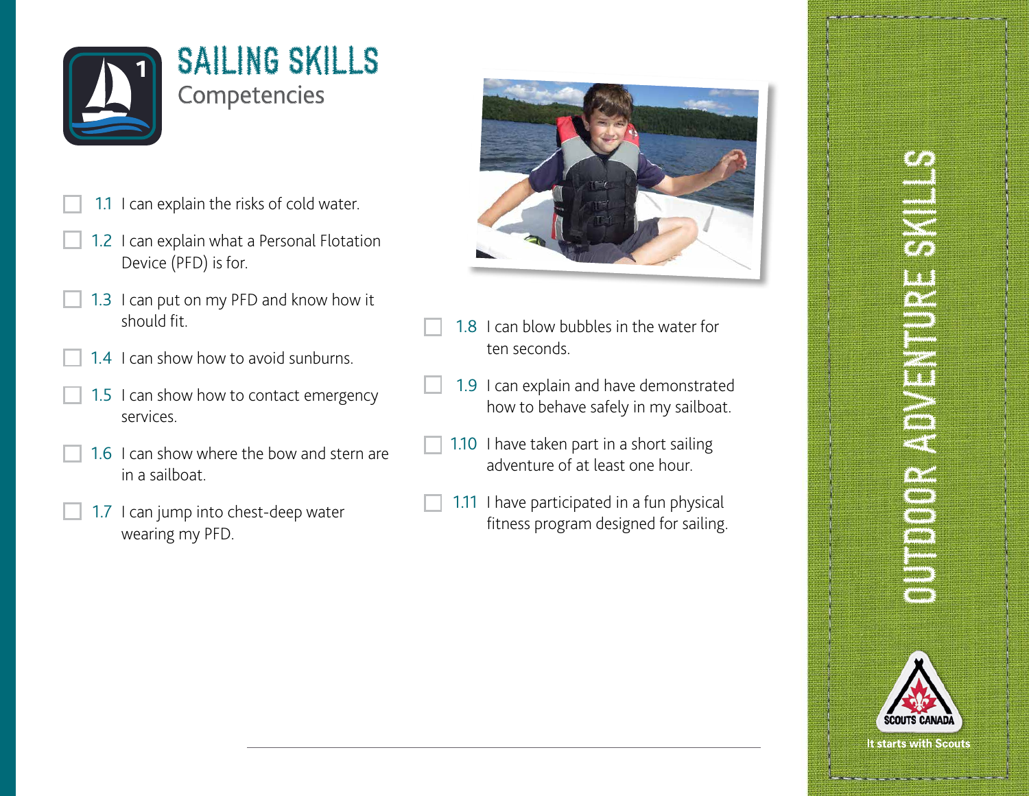# SAILING SKILLS

## Competencies

- [ ] 1.1 I can explain the risks of cold water.
- [ ] 1.2 I can explain what a Personal Flotation Device (PFD) is for.
- [ ] 1.3 I can put on my PFD and know how it should fit.
- [ ] 1.4 I can show how to avoid sunburns.
- [ ] 1.5 I can show how to contact emergency services.
- [ ] 1.6 I can show where the bow and stern are in a sailboat.
- [ ] 1.7 I can jump into chest-deep water wearing my PFD.
- [ ] 1.8 I can blow bubbles in the water for ten seconds.
- [ ] 1.9 I can explain and have demonstrated how to behave safely in my sailboat.
- [ ] 1.10 I have taken part in a short sailing adventure of at least one hour.
- [ ] 1.11 I have participated in a fun physical fitness program designed for sailing.

OUTDOOR ADVENTURE SKILLS

SCOUTS CANADA

It starts with Scouts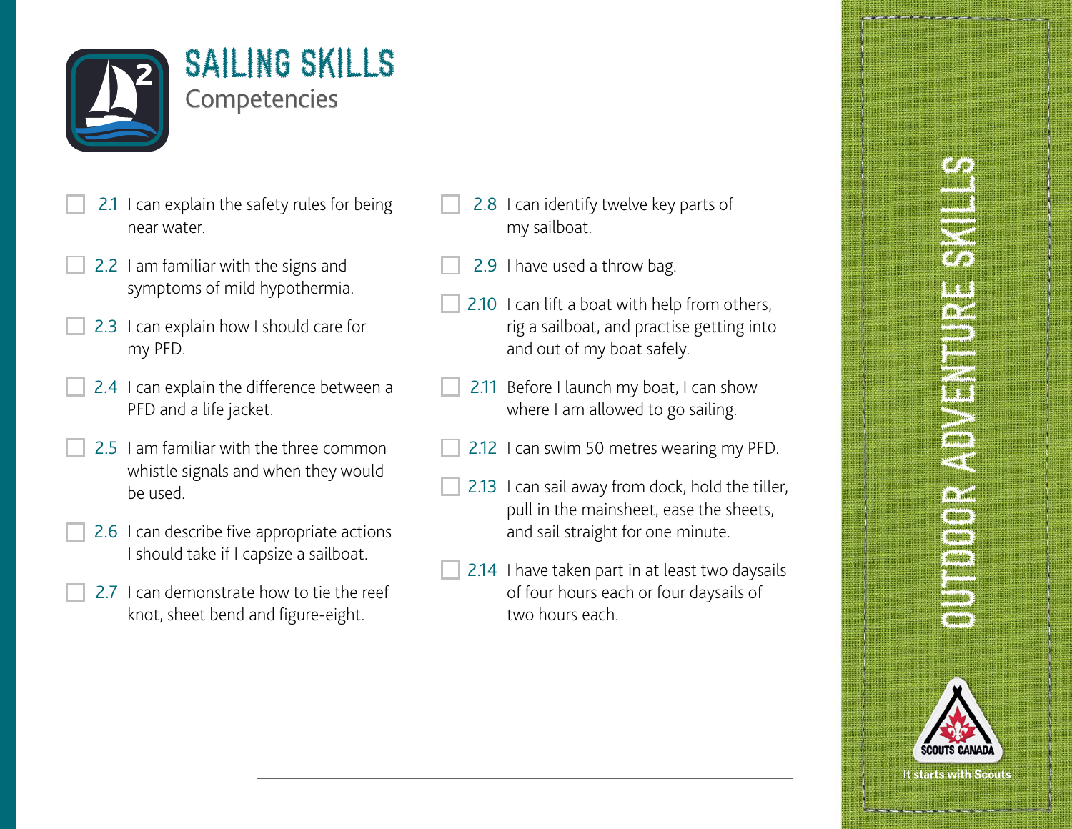# SAILING SKILLS

## Competencies

- [ ] 2.1 I can explain the safety rules for being near water.
- [ ] 2.2 I am familiar with the signs and symptoms of mild hypothermia.
- [ ] 2.3 I can explain how I should care for my PFD.
- [ ] 2.4 I can explain the difference between a PFD and a life jacket.
- [ ] 2.5 I am familiar with the three common whistle signals and when they would be used.
- [ ] 2.6 I can describe five appropriate actions I should take if I capsize a sailboat.
- [ ] 2.7 I can demonstrate how to tie the reef knot, sheet bend and figure-eight.
- [ ] 2.8 I can identify twelve key parts of my sailboat.
- [ ] 2.9 I have used a throw bag.
- [ ] 2.10 I can lift a boat with help from others, rig a sailboat, and practise getting into and out of my boat safely.
- [ ] 2.11 Before I launch my boat, I can show where I am allowed to go sailing.
- [ ] 2.12 I can swim 50 metres wearing my PFD.
- [ ] 2.13 I can sail away from dock, hold the tiller, pull in the mainsheet, ease the sheets, and sail straight for one minute.
- [ ] 2.14 I have taken part in at least two daysails of four hours each or four daysails of two hours each.

OUTDOOR ADVENTURE SKILLS

SCOUTS CANADA

It starts with Scouts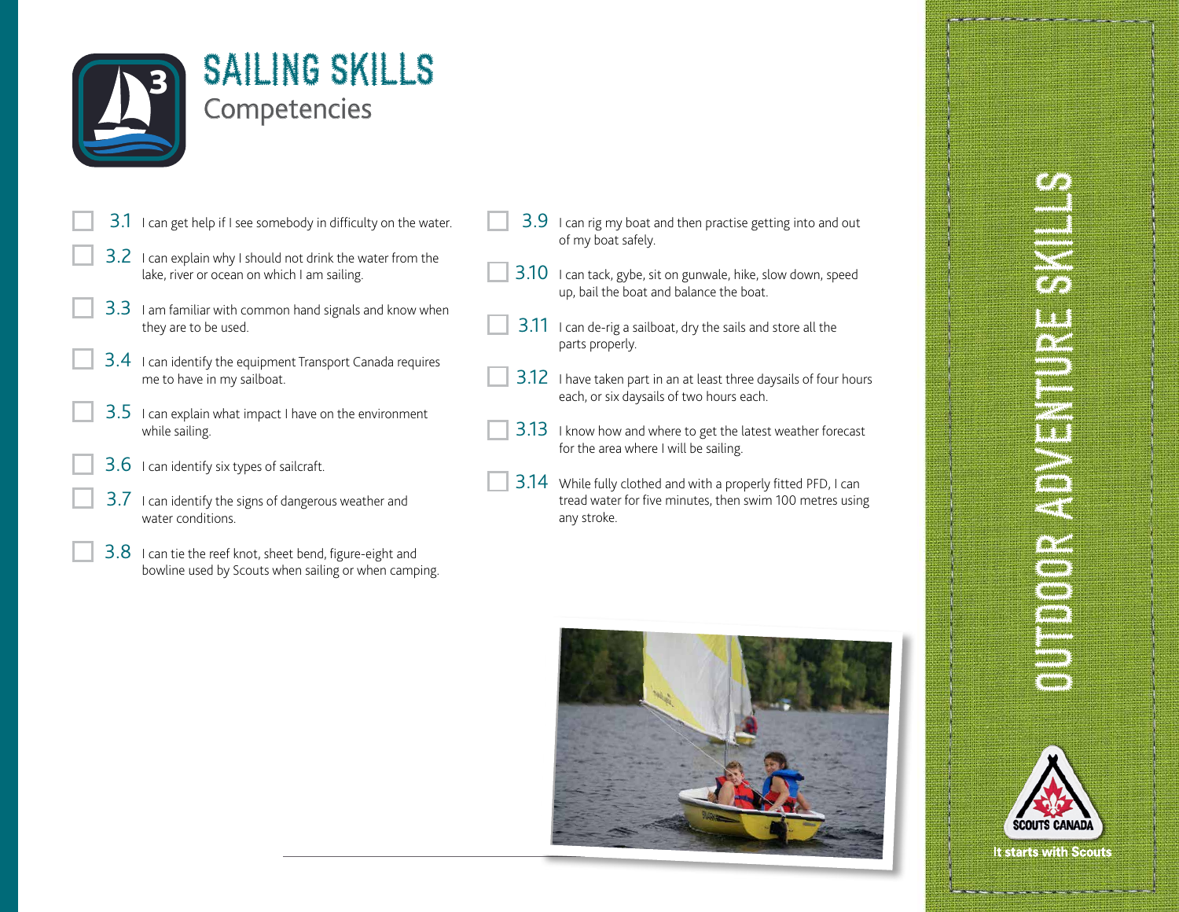# SAILING SKILLS

## Competencies

- [ ] 3.1 I can get help if I see somebody in difficulty on the water.
- [ ] 3.2 I can explain why I should not drink the water from the lake, river or ocean on which I am sailing.
- [ ] 3.3 I am familiar with common hand signals and know when they are to be used.
- [ ] 3.4 I can identify the equipment Transport Canada requires me to have in my sailboat.
- [ ] 3.5 I can explain what impact I have on the environment while sailing.
- [ ] 3.6 I can identify six types of sailcraft.
- [ ] 3.7 I can identify the signs of dangerous weather and water conditions.
- [ ] 3.8 I can tie the reef knot, sheet bend, figure-eight and bowline used by Scouts when sailing or when camping.
- [ ] 3.9 I can rig my boat and then practise getting into and out of my boat safely.
- [ ] 3.10 I can tack, gybe, sit on gunwale, hike, slow down, speed up, bail the boat and balance the boat.
- [ ] 3.11 I can de-rig a sailboat, dry the sails and store all the parts properly.
- [ ] 3.12 I have taken part in an at least three daysails of four hours each, or six daysails of two hours each.
- [ ] 3.13 I know how and where to get the latest weather forecast for the area where I will be sailing.
- [ ] 3.14 While fully clothed and with a properly fitted PFD, I can tread water for five minutes, then swim 100 metres using any stroke.

OUTDOOR ADVENTURE SKILLS

SCOUTS CANADA

It starts with Scouts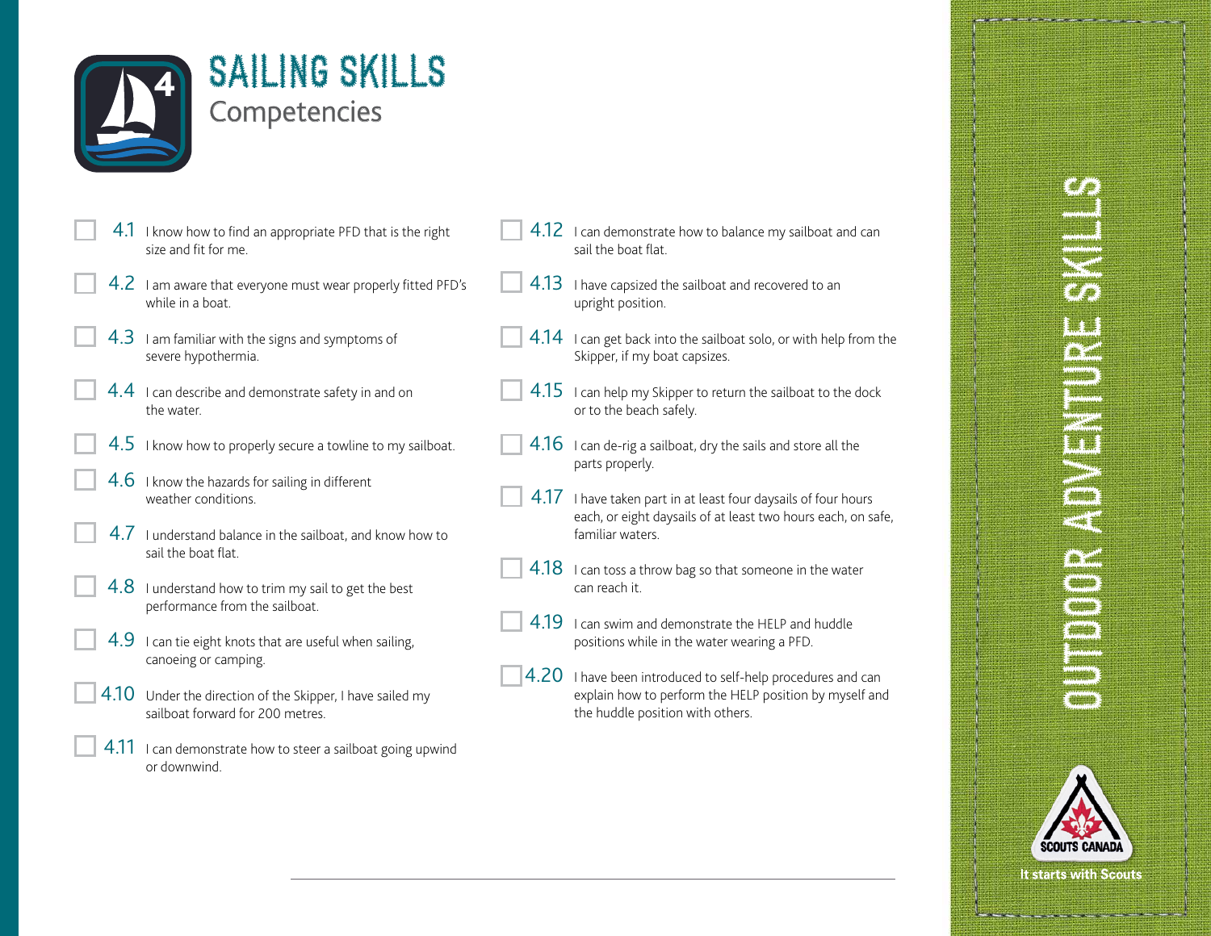# SAILING SKILLS

## Competencies

- [ ] 4.1 I know how to find an appropriate PFD that is the right size and fit for me.
- [ ] 4.2 I am aware that everyone must wear properly fitted PFD's while in a boat.
- [ ] 4.3 I am familiar with the signs and symptoms of severe hypothermia.
- [ ] 4.4 I can describe and demonstrate safety in and on the water.
- [ ] 4.5 I know how to properly secure a towline to my sailboat.
- [ ] 4.6 I know the hazards for sailing in different weather conditions.
- [ ] 4.7 I understand balance in the sailboat, and know how to sail the boat flat.
- [ ] 4.8 I understand how to trim my sail to get the best performance from the sailboat.
- [ ] 4.9 I can tie eight knots that are useful when sailing, canoeing or camping.
- [ ] 4.10 Under the direction of the Skipper, I have sailed my sailboat forward for 200 metres.
- [ ] 4.11 I can demonstrate how to steer a sailboat going upwind or downwind.
- [ ] 4.12 I can demonstrate how to balance my sailboat and can sail the boat flat.
- [ ] 4.13 I have capsized the sailboat and recovered to an upright position.
- [ ] 4.14 I can get back into the sailboat solo, or with help from the Skipper, if my boat capsizes.
- [ ] 4.15 I can help my Skipper to return the sailboat to the dock or to the beach safely.
- [ ] 4.16 I can de-rig a sailboat, dry the sails and store all the parts properly.
- [ ] 4.17 I have taken part in at least four daysails of four hours each, or eight daysails of at least two hours each, on safe, familiar waters.
- [ ] 4.18 I can toss a throw bag so that someone in the water can reach it.
- [ ] 4.19 I can swim and demonstrate the HELP and huddle positions while in the water wearing a PFD.
- [ ] 4.20 I have been introduced to self-help procedures and can explain how to perform the HELP position by myself and the huddle position with others.

OUTDOOR ADVENTURE SKILLS

SCOUTS CANADA

It starts with Scouts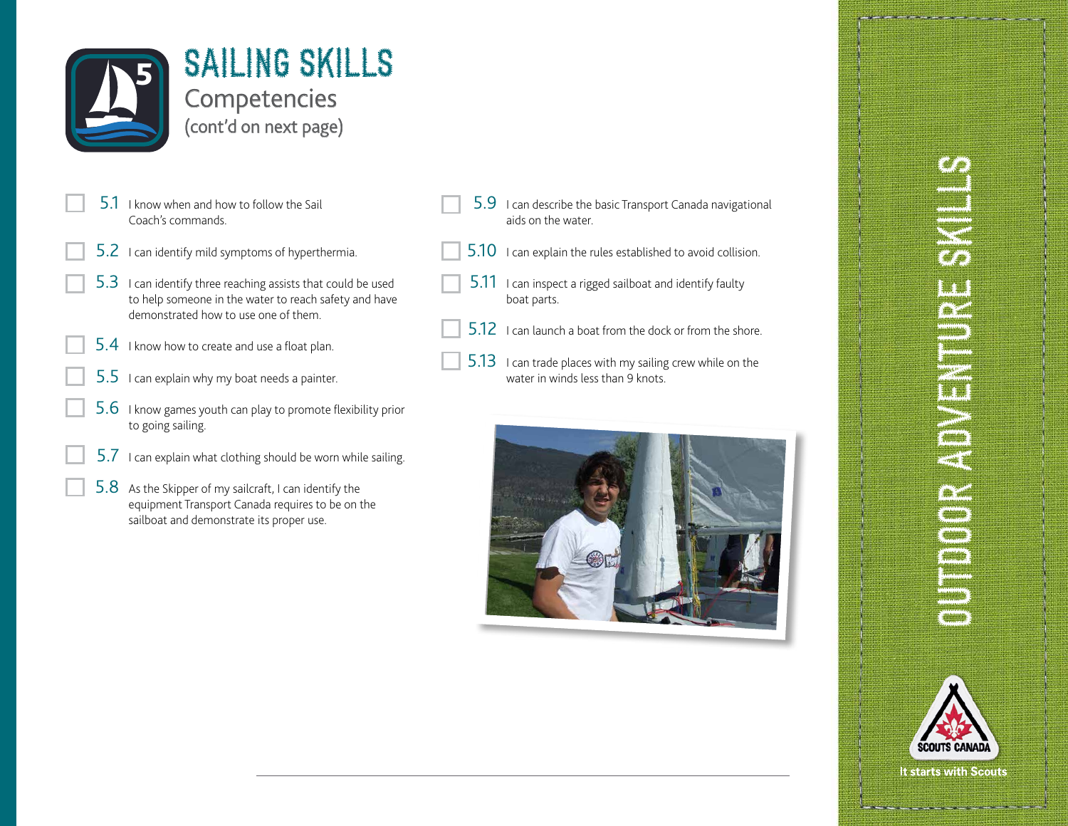# SAILING SKILLS

## Competencies
(cont'd on next page)

- ☐ **5.1** I know when and how to follow the Sail Coach's commands.
- ☐ **5.2** I can identify mild symptoms of hyperthermia.
- ☐ **5.3** I can identify three reaching assists that could be used to help someone in the water to reach safety and have demonstrated how to use one of them.
- ☐ **5.4** I know how to create and use a float plan.
- ☐ **5.5** I can explain why my boat needs a painter.
- ☐ **5.6** I know games youth can play to promote flexibility prior to going sailing.
- ☐ **5.7** I can explain what clothing should be worn while sailing.
- ☐ **5.8** As the Skipper of my sailcraft, I can identify the equipment Transport Canada requires to be on the sailboat and demonstrate its proper use.
- ☐ **5.9** I can describe the basic Transport Canada navigational aids on the water.
- ☐ **5.10** I can explain the rules established to avoid collision.
- ☐ **5.11** I can inspect a rigged sailboat and identify faulty boat parts.
- ☐ **5.12** I can launch a boat from the dock or from the shore.
- ☐ **5.13** I can trade places with my sailing crew while on the water in winds less than 9 knots.

OUTDOOR ADVENTURE SKILLS

SCOUTS CANADA
It starts with Scouts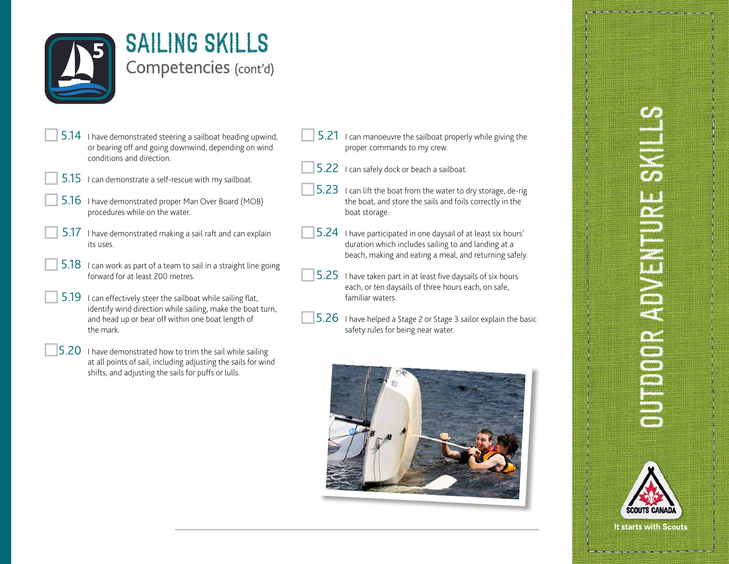# SAILING SKILLS

## Competencies (cont'd)

- 5.14 I have demonstrated steering a sailboat heading upwind, or bearing off and going downwind, depending on wind conditions and direction.
- 5.15 I can demonstrate a self-rescue with my sailboat.
- 5.16 I have demonstrated proper Man Over Board (MOB) procedures while on the water.
- 5.17 I have demonstrated making a sail raft and can explain its uses.
- 5.18 I can work as part of a team to sail in a straight line going forward for at least 200 metres.
- 5.19 I can effectively steer the sailboat while sailing flat, identify wind direction while sailing, make the boat turn, and head up or bear off within one boat length of the mark.
- 5.20 I have demonstrated how to trim the sail while sailing at all points of sail, including adjusting the sails for wind shifts, and adjusting the sails for puffs or lulls.
- 5.21 I can manoeuvre the sailboat properly while giving the proper commands to my crew.
- 5.22 I can safely dock or beach a sailboat.
- 5.23 I can lift the boat from the water to dry storage, de-rig the boat, and store the sails and foils correctly in the boat storage.
- 5.24 I have participated in one daysail of at least six hours' duration which includes sailing to and landing at a beach, making and eating a meal, and returning safely.
- 5.25 I have taken part in at least five daysails of six hours each, or ten daysails of three hours each, on safe, familiar waters.
- 5.26 I have helped a Stage 2 or Stage 3 sailor explain the basic safety rules for being near water.

OUTDOOR ADVENTURE SKILLS

SCOUTS CANADA

It starts with Scouts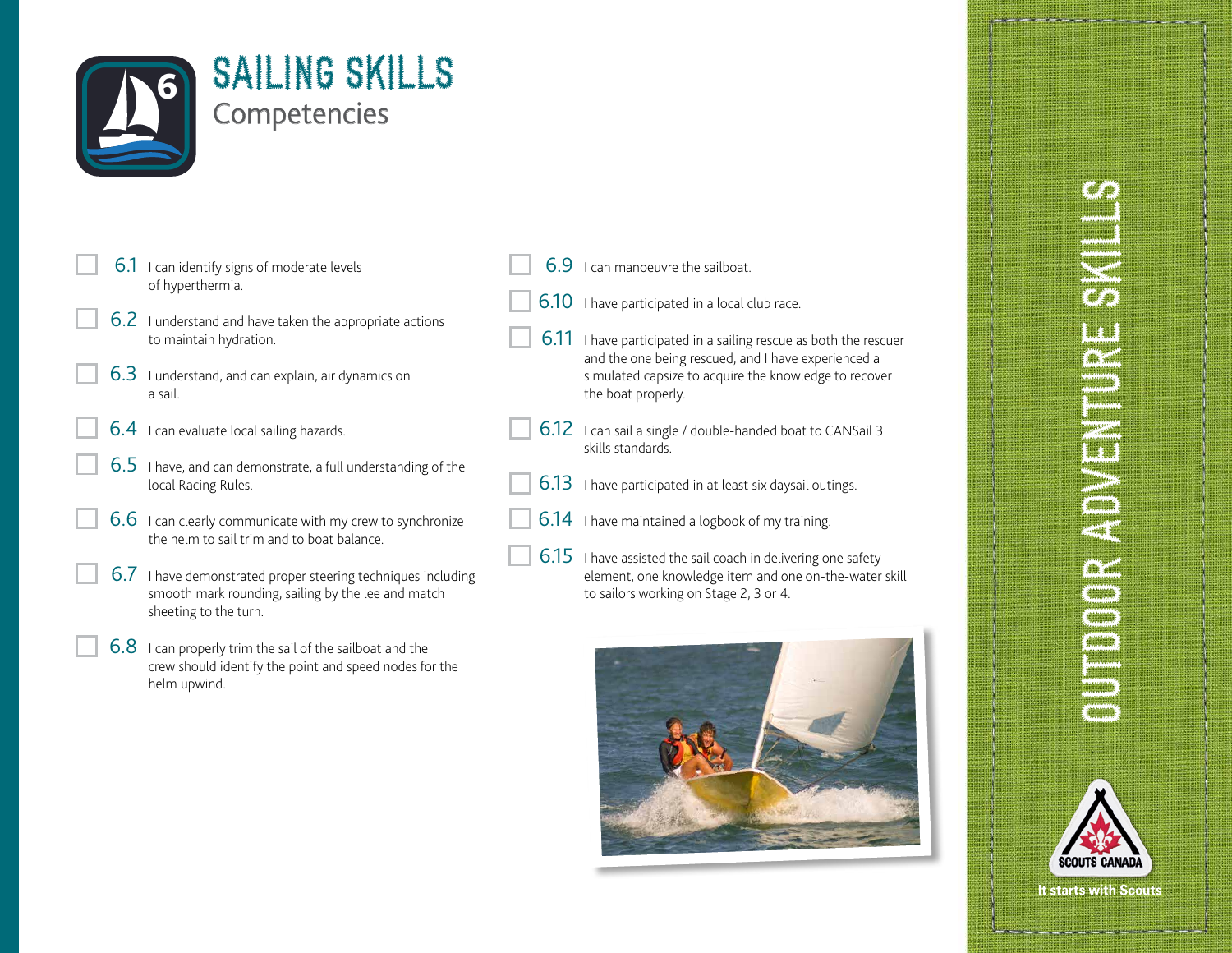# SAILING SKILLS

## Competencies

- [ ] 6.1 I can identify signs of moderate levels of hyperthermia.
- [ ] 6.2 I understand and have taken the appropriate actions to maintain hydration.
- [ ] 6.3 I understand, and can explain, air dynamics on a sail.
- [ ] 6.4 I can evaluate local sailing hazards.
- [ ] 6.5 I have, and can demonstrate, a full understanding of the local Racing Rules.
- [ ] 6.6 I can clearly communicate with my crew to synchronize the helm to sail trim and to boat balance.
- [ ] 6.7 I have demonstrated proper steering techniques including smooth mark rounding, sailing by the lee and match sheeting to the turn.
- [ ] 6.8 I can properly trim the sail of the sailboat and the crew should identify the point and speed nodes for the helm upwind.
- [ ] 6.9 I can manoeuvre the sailboat.
- [ ] 6.10 I have participated in a local club race.
- [ ] 6.11 I have participated in a sailing rescue as both the rescuer and the one being rescued, and I have experienced a simulated capsize to acquire the knowledge to recover the boat properly.
- [ ] 6.12 I can sail a single / double-handed boat to CANSail 3 skills standards.
- [ ] 6.13 I have participated in at least six daysail outings.
- [ ] 6.14 I have maintained a logbook of my training.
- [ ] 6.15 I have assisted the sail coach in delivering one safety element, one knowledge item and one on-the-water skill to sailors working on Stage 2, 3 or 4.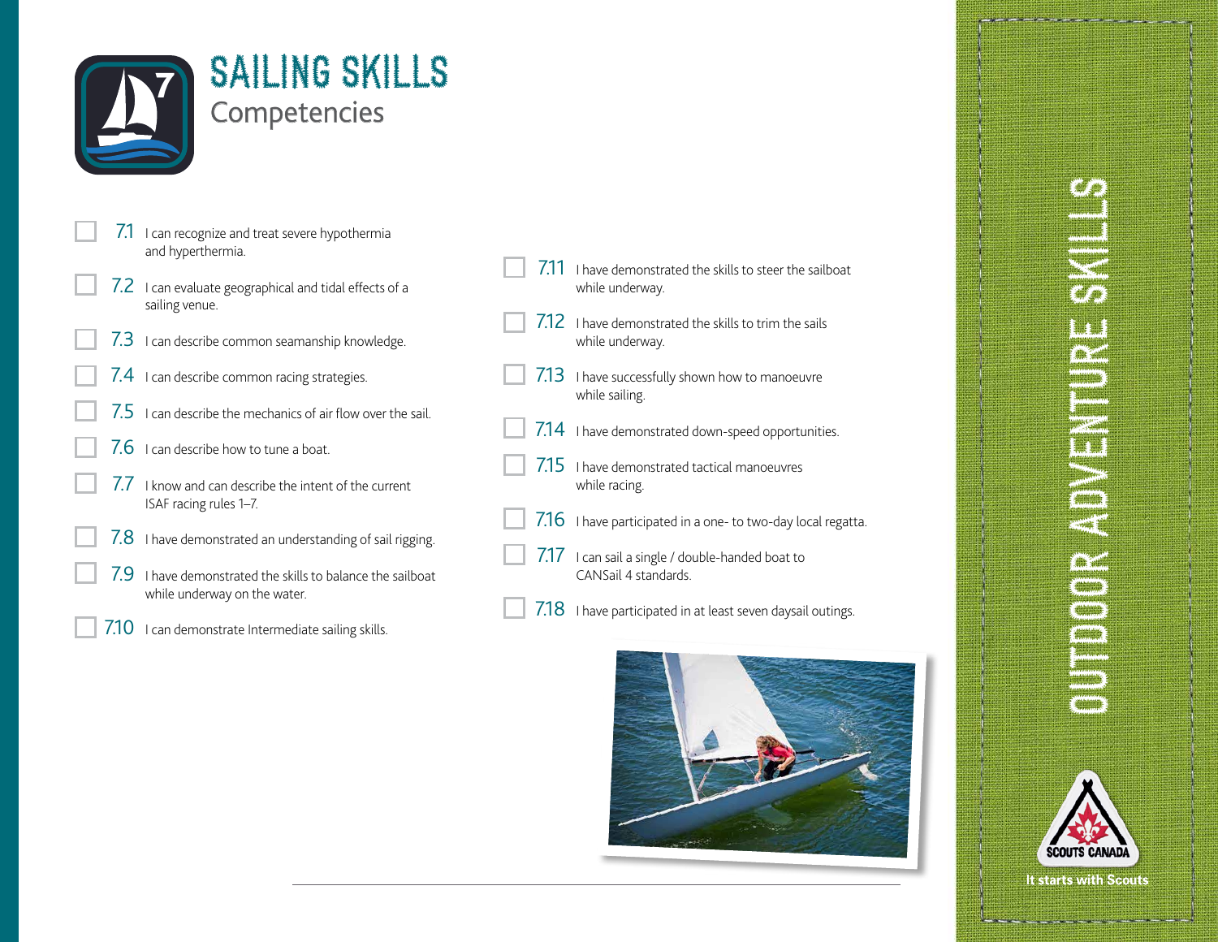# SAILING SKILLS

## Competencies

- [ ] 7.1 I can recognize and treat severe hypothermia and hyperthermia.
- [ ] 7.2 I can evaluate geographical and tidal effects of a sailing venue.
- [ ] 7.3 I can describe common seamanship knowledge.
- [ ] 7.4 I can describe common racing strategies.
- [ ] 7.5 I can describe the mechanics of air flow over the sail.
- [ ] 7.6 I can describe how to tune a boat.
- [ ] 7.7 I know and can describe the intent of the current ISAF racing rules 1–7.
- [ ] 7.8 I have demonstrated an understanding of sail rigging.
- [ ] 7.9 I have demonstrated the skills to balance the sailboat while underway on the water.
- [ ] 7.10 I can demonstrate Intermediate sailing skills.
- [ ] 7.11 I have demonstrated the skills to steer the sailboat while underway.
- [ ] 7.12 I have demonstrated the skills to trim the sails while underway.
- [ ] 7.13 I have successfully shown how to manoeuvre while sailing.
- [ ] 7.14 I have demonstrated down-speed opportunities.
- [ ] 7.15 I have demonstrated tactical manoeuvres while racing.
- [ ] 7.16 I have participated in a one- to two-day local regatta.
- [ ] 7.17 I can sail a single / double-handed boat to CANSail 4 standards.
- [ ] 7.18 I have participated in at least seven daysail outings.

OUTDOOR ADVENTURE SKILLS

SCOUTS CANADA

It starts with Scouts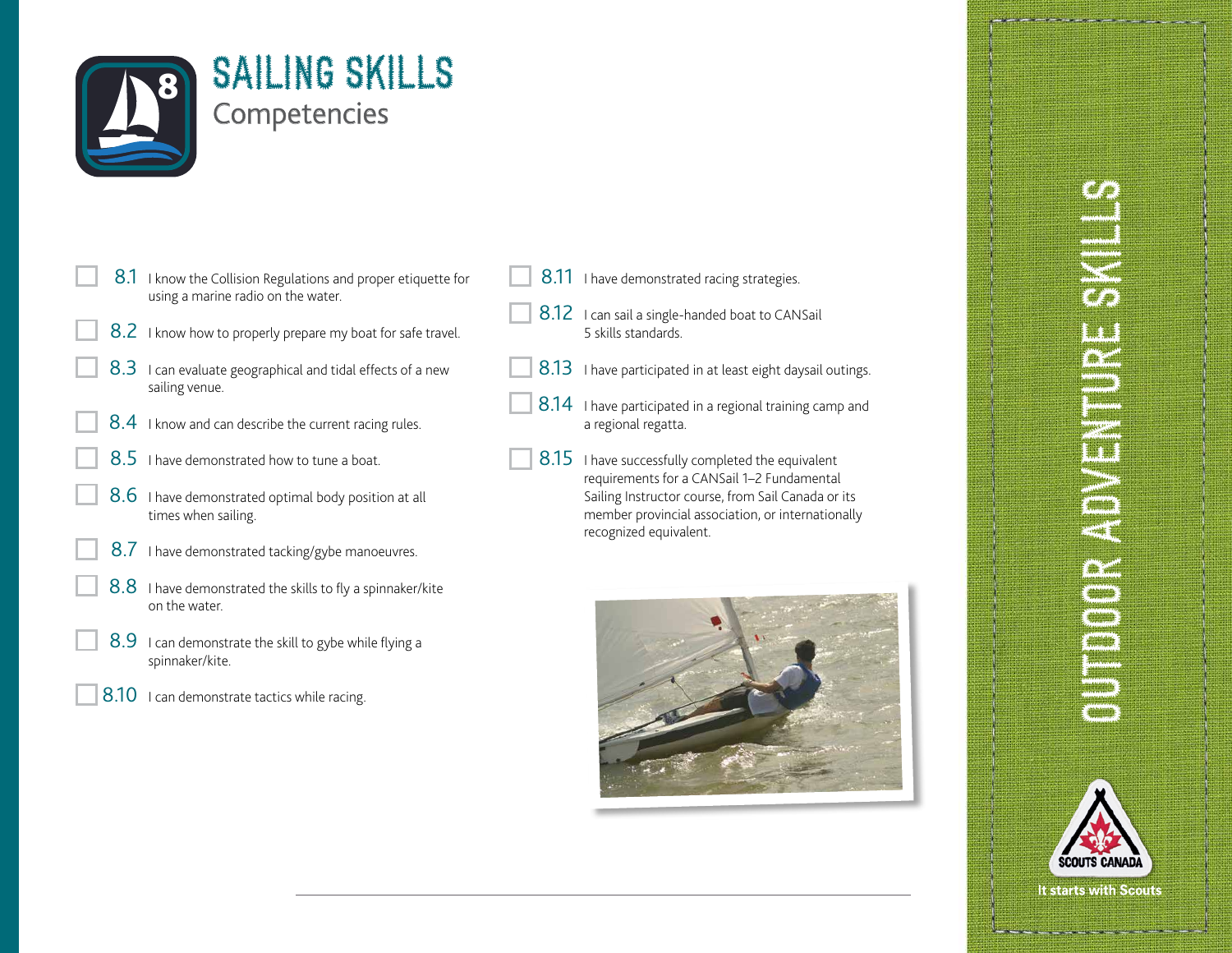# SAILING SKILLS

## Competencies

- 8.1 I know the Collision Regulations and proper etiquette for using a marine radio on the water.
- 8.2 I know how to properly prepare my boat for safe travel.
- 8.3 I can evaluate geographical and tidal effects of a new sailing venue.
- 8.4 I know and can describe the current racing rules.
- 8.5 I have demonstrated how to tune a boat.
- 8.6 I have demonstrated optimal body position at all times when sailing.
- 8.7 I have demonstrated tacking/gybe manoeuvres.
- 8.8 I have demonstrated the skills to fly a spinnaker/kite on the water.
- 8.9 I can demonstrate the skill to gybe while flying a spinnaker/kite.
- 8.10 I can demonstrate tactics while racing.
- 8.11 I have demonstrated racing strategies.
- 8.12 I can sail a single-handed boat to CANSail 5 skills standards.
- 8.13 I have participated in at least eight daysail outings.
- 8.14 I have participated in a regional training camp and a regional regatta.
- 8.15 I have successfully completed the equivalent requirements for a CANSail 1–2 Fundamental Sailing Instructor course, from Sail Canada or its member provincial association, or internationally recognized equivalent.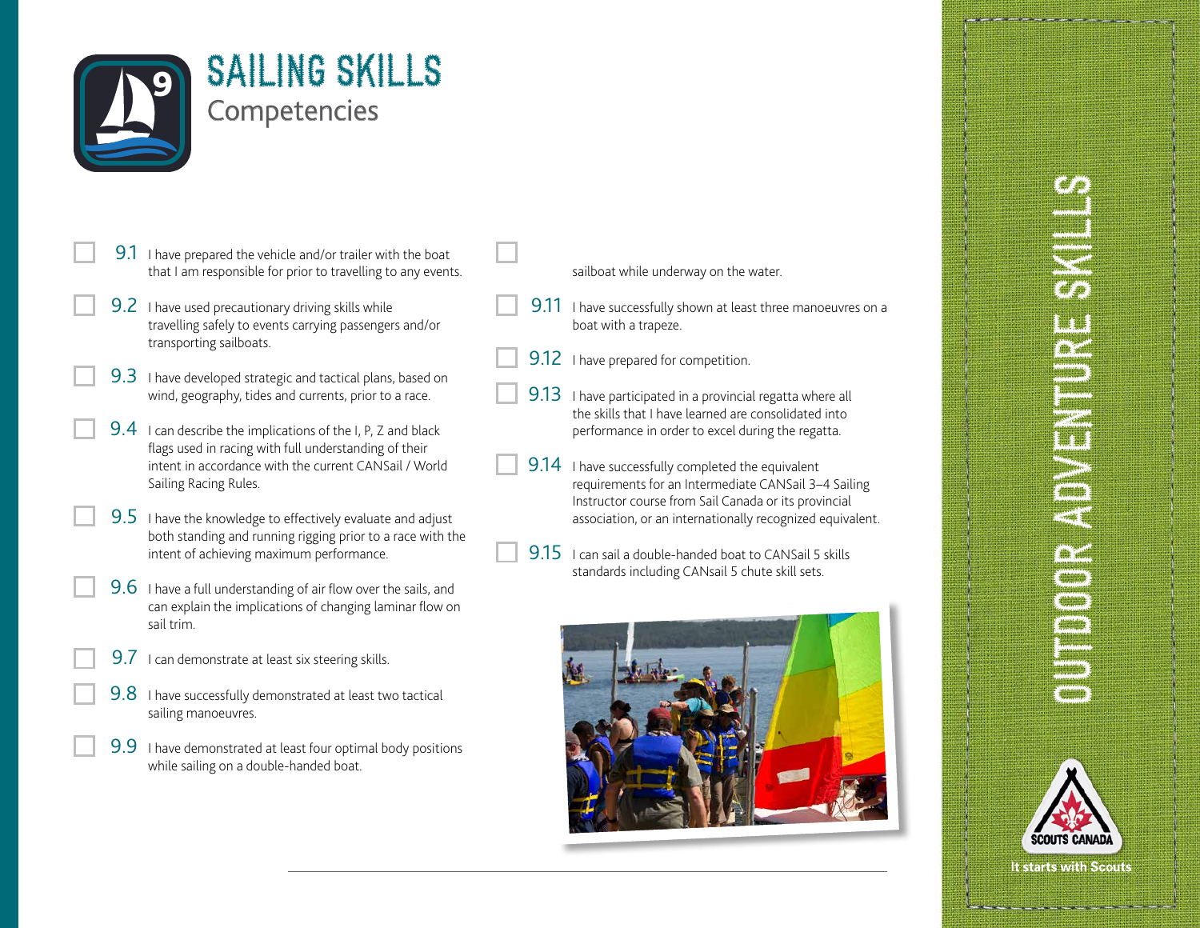# SAILING SKILLS
## Competencies

- ☐ 9.1 I have prepared the vehicle and/or trailer with the boat that I am responsible for prior to travelling to any events.
- ☐ 9.2 I have used precautionary driving skills while travelling safely to events carrying passengers and/or transporting sailboats.
- ☐ 9.3 I have developed strategic and tactical plans, based on wind, geography, tides and currents, prior to a race.
- ☐ 9.4 I can describe the implications of the I, P, Z and black flags used in racing with full understanding of their intent in accordance with the current CANSail / World Sailing Racing Rules.
- ☐ 9.5 I have the knowledge to effectively evaluate and adjust both standing and running rigging prior to a race with the intent of achieving maximum performance.
- ☐ 9.6 I have a full understanding of air flow over the sails, and can explain the implications of changing laminar flow on sail trim.
- ☐ 9.7 I can demonstrate at least six steering skills.
- ☐ 9.8 I have successfully demonstrated at least two tactical sailing manoeuvres.
- ☐ 9.9 I have demonstrated at least four optimal body positions while sailing on a double-handed boat.
- ☐ sailboat while underway on the water.
- ☐ 9.11 I have successfully shown at least three manoeuvres on a boat with a trapeze.
- ☐ 9.12 I have prepared for competition.
- ☐ 9.13 I have participated in a provincial regatta where all the skills that I have learned are consolidated into performance in order to excel during the regatta.
- ☐ 9.14 I have successfully completed the equivalent requirements for an Intermediate CANSail 3–4 Sailing Instructor course from Sail Canada or its provincial association, or an internationally recognized equivalent.
- ☐ 9.15 I can sail a double-handed boat to CANSail 5 skills standards including CANsail 5 chute skill sets.

OUTDOOR ADVENTURE SKILLS

SCOUTS CANADA

It starts with Scouts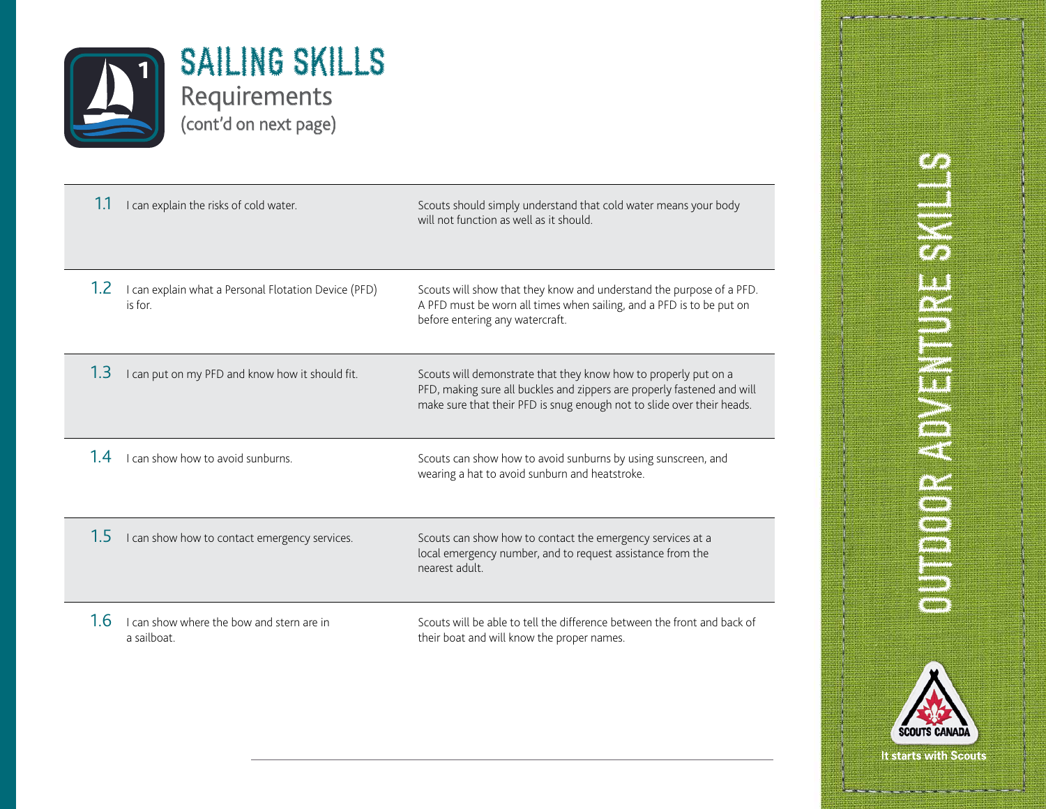# SAILING SKILLS

## Requirements

(cont'd on next page)

| | | |
|---|---|---|
| 1.1 | I can explain the risks of cold water. | Scouts should simply understand that cold water means your body will not function as well as it should. |
| 1.2 | I can explain what a Personal Flotation Device (PFD) is for. | Scouts will show that they know and understand the purpose of a PFD. A PFD must be worn all times when sailing, and a PFD is to be put on before entering any watercraft. |
| 1.3 | I can put on my PFD and know how it should fit. | Scouts will demonstrate that they know how to properly put on a PFD, making sure all buckles and zippers are properly fastened and will make sure that their PFD is snug enough not to slide over their heads. |
| 1.4 | I can show how to avoid sunburns. | Scouts can show how to avoid sunburns by using sunscreen, and wearing a hat to avoid sunburn and heatstroke. |
| 1.5 | I can show how to contact emergency services. | Scouts can show how to contact the emergency services at a local emergency number, and to request assistance from the nearest adult. |
| 1.6 | I can show where the bow and stern are in a sailboat. | Scouts will be able to tell the difference between the front and back of their boat and will know the proper names. |

OUTDOOR ADVENTURE SKILLS

SCOUTS CANADA

It starts with Scouts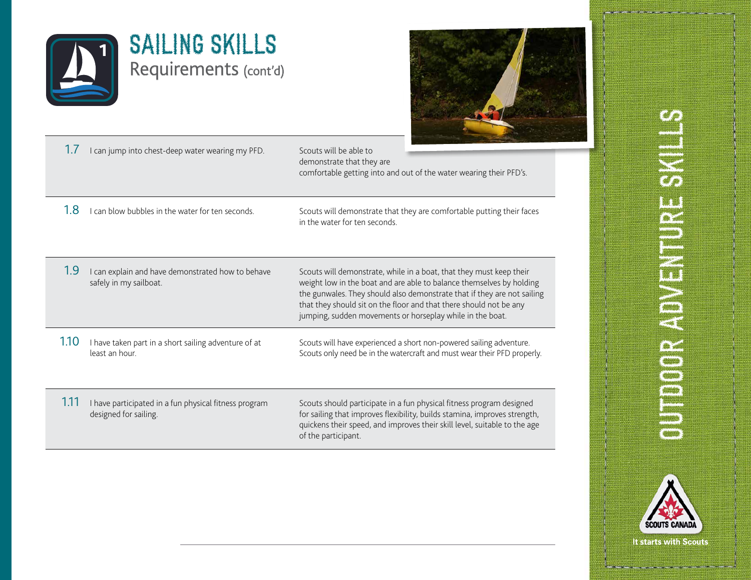# SAILING SKILLS

## Requirements (cont'd)

| | | |
|---|---|---|
| 1.7 | I can jump into chest-deep water wearing my PFD. | Scouts will be able to demonstrate that they are comfortable getting into and out of the water wearing their PFD's. |
| 1.8 | I can blow bubbles in the water for ten seconds. | Scouts will demonstrate that they are comfortable putting their faces in the water for ten seconds. |
| 1.9 | I can explain and have demonstrated how to behave safely in my sailboat. | Scouts will demonstrate, while in a boat, that they must keep their weight low in the boat and are able to balance themselves by holding the gunwales. They should also demonstrate that if they are not sailing that they should sit on the floor and that there should not be any jumping, sudden movements or horseplay while in the boat. |
| 1.10 | I have taken part in a short sailing adventure of at least an hour. | Scouts will have experienced a short non-powered sailing adventure. Scouts only need be in the watercraft and must wear their PFD properly. |
| 1.11 | I have participated in a fun physical fitness program designed for sailing. | Scouts should participate in a fun physical fitness program designed for sailing that improves flexibility, builds stamina, improves strength, quickens their speed, and improves their skill level, suitable to the age of the participant. |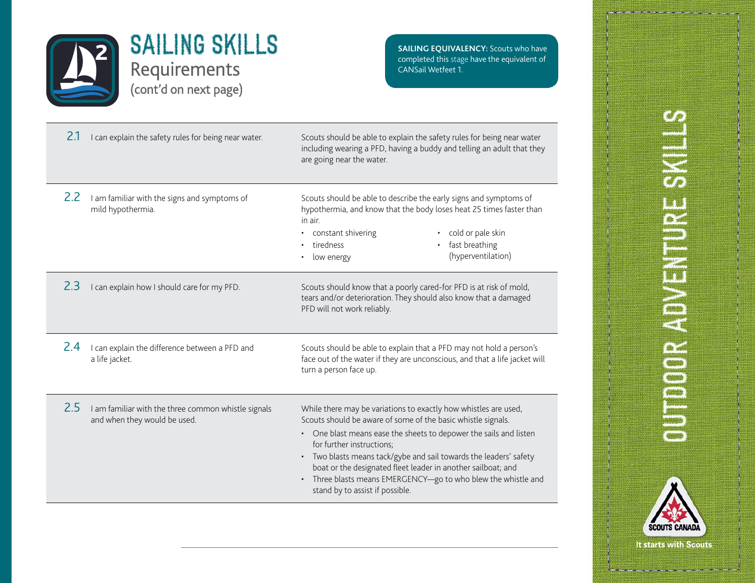# SAILING SKILLS

## Requirements

(cont'd on next page)

**SAILING EQUIVALENCY:** Scouts who have completed this stage have the equivalent of CANSail Wetfeet 1.

| | | |
|---|---|---|
| 2.1 | I can explain the safety rules for being near water. | Scouts should be able to explain the safety rules for being near water including wearing a PFD, having a buddy and telling an adult that they are going near the water. |
| 2.2 | I am familiar with the signs and symptoms of mild hypothermia. | Scouts should be able to describe the early signs and symptoms of hypothermia, and know that the body loses heat 25 times faster than in air.<br>• constant shivering<br>• tiredness<br>• low energy<br>• cold or pale skin<br>• fast breathing (hyperventilation) |
| 2.3 | I can explain how I should care for my PFD. | Scouts should know that a poorly cared-for PFD is at risk of mold, tears and/or deterioration. They should also know that a damaged PFD will not work reliably. |
| 2.4 | I can explain the difference between a PFD and a life jacket. | Scouts should be able to explain that a PFD may not hold a person's face out of the water if they are unconscious, and that a life jacket will turn a person face up. |
| 2.5 | I am familiar with the three common whistle signals and when they would be used. | While there may be variations to exactly how whistles are used, Scouts should be aware of some of the basic whistle signals.<br>• One blast means ease the sheets to depower the sails and listen for further instructions;<br>• Two blasts means tack/gybe and sail towards the leaders' safety boat or the designated fleet leader in another sailboat; and<br>• Three blasts means EMERGENCY—go to who blew the whistle and stand by to assist if possible. |

OUTDOOR ADVENTURE SKILLS

SCOUTS CANADA

It starts with Scouts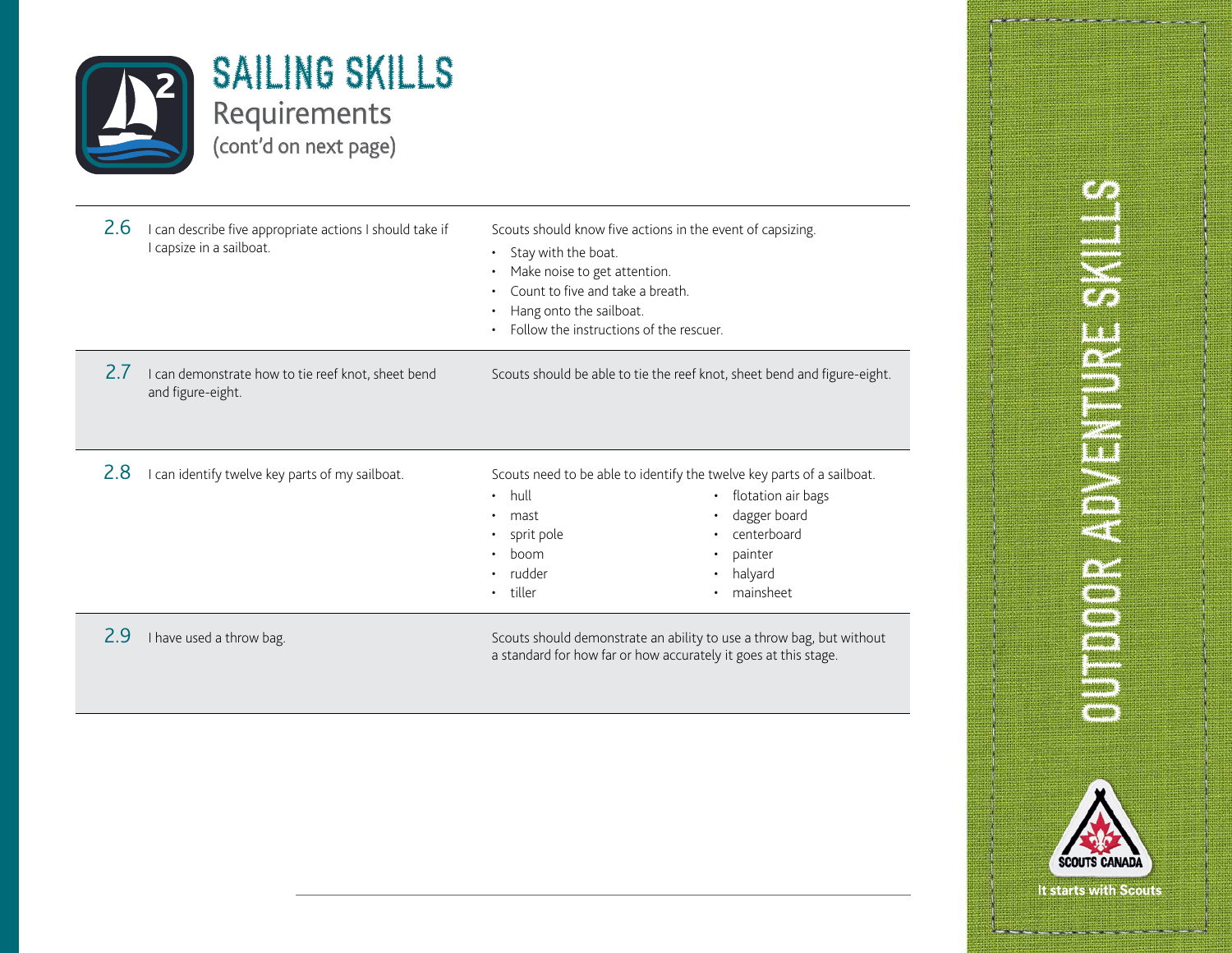# SAILING SKILLS

## Requirements

(cont'd on next page)

| | Requirement | Guidance |
|---|---|---|
| 2.6 | I can describe five appropriate actions I should take if I capsize in a sailboat. | Scouts should know five actions in the event of capsizing.<br>• Stay with the boat.<br>• Make noise to get attention.<br>• Count to five and take a breath.<br>• Hang onto the sailboat.<br>• Follow the instructions of the rescuer. |
| 2.7 | I can demonstrate how to tie reef knot, sheet bend and figure-eight. | Scouts should be able to tie the reef knot, sheet bend and figure-eight. |
| 2.8 | I can identify twelve key parts of my sailboat. | Scouts need to be able to identify the twelve key parts of a sailboat.<br>• hull<br>• mast<br>• sprit pole<br>• boom<br>• rudder<br>• tiller<br>• flotation air bags<br>• dagger board<br>• centerboard<br>• painter<br>• halyard<br>• mainsheet |
| 2.9 | I have used a throw bag. | Scouts should demonstrate an ability to use a throw bag, but without a standard for how far or how accurately it goes at this stage. |

OUTDOOR ADVENTURE SKILLS

SCOUTS CANADA

It starts with Scouts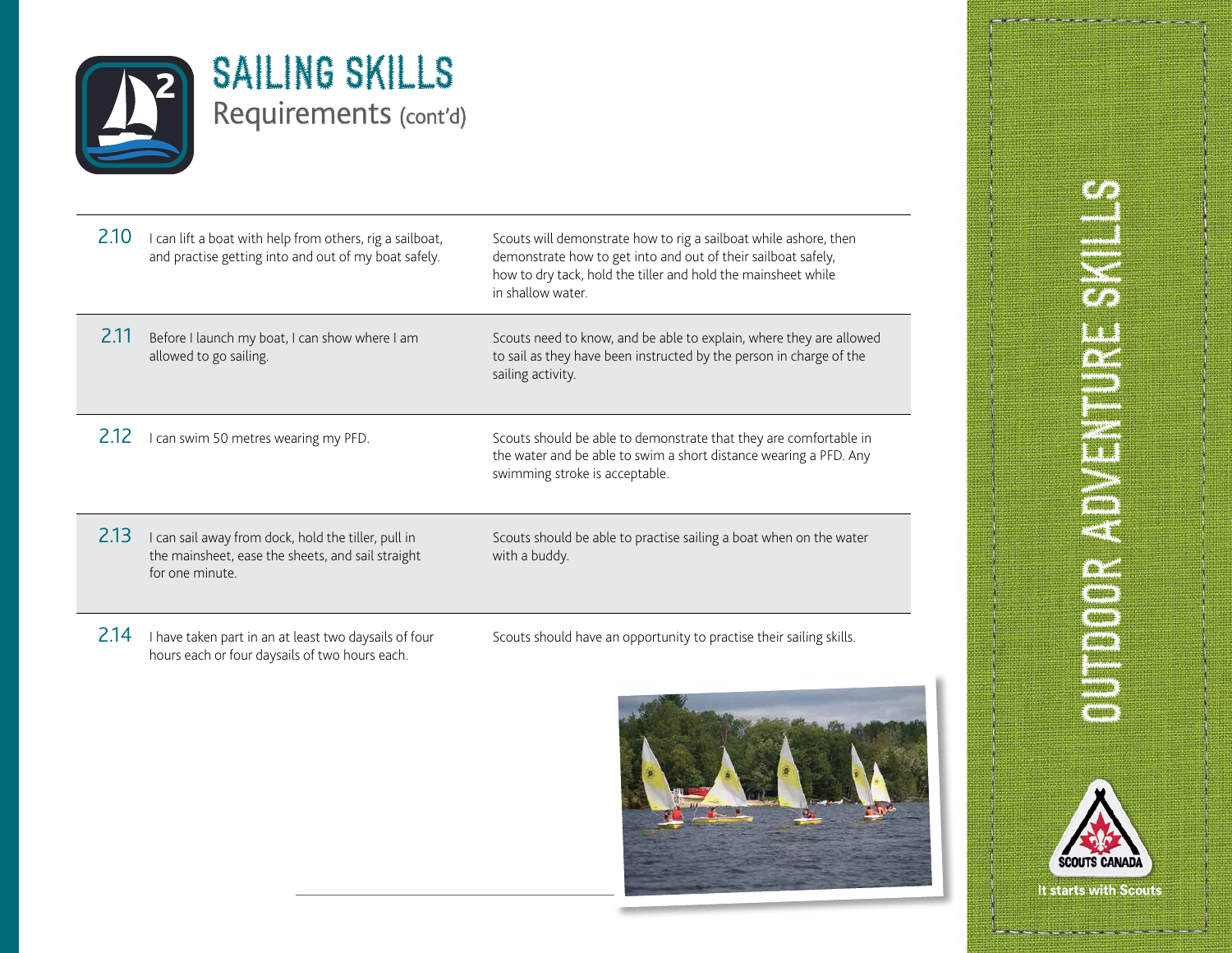# SAILING SKILLS

## Requirements (cont'd)

| | | |
|---|---|---|
| 2.10 | I can lift a boat with help from others, rig a sailboat, and practise getting into and out of my boat safely. | Scouts will demonstrate how to rig a sailboat while ashore, then demonstrate how to get into and out of their sailboat safely, how to dry tack, hold the tiller and hold the mainsheet while in shallow water. |
| 2.11 | Before I launch my boat, I can show where I am allowed to go sailing. | Scouts need to know, and be able to explain, where they are allowed to sail as they have been instructed by the person in charge of the sailing activity. |
| 2.12 | I can swim 50 metres wearing my PFD. | Scouts should be able to demonstrate that they are comfortable in the water and be able to swim a short distance wearing a PFD. Any swimming stroke is acceptable. |
| 2.13 | I can sail away from dock, hold the tiller, pull in the mainsheet, ease the sheets, and sail straight for one minute. | Scouts should be able to practise sailing a boat when on the water with a buddy. |
| 2.14 | I have taken part in an at least two daysails of four hours each or four daysails of two hours each. | Scouts should have an opportunity to practise their sailing skills. |

OUTDOOR ADVENTURE SKILLS

SCOUTS CANADA

It starts with Scouts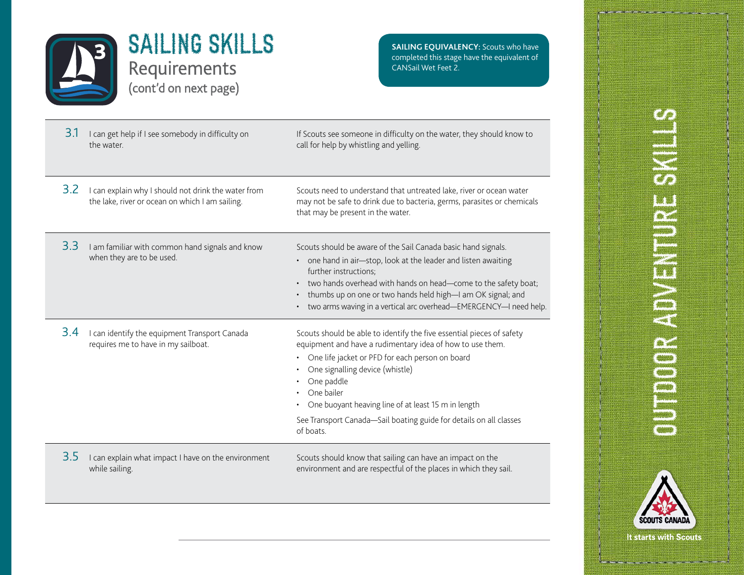# SAILING SKILLS

## Requirements

(cont'd on next page)

**SAILING EQUIVALENCY:** Scouts who have completed this stage have the equivalent of CANSail Wet Feet 2.

| | Requirement | Description |
|---|---|---|
| 3.1 | I can get help if I see somebody in difficulty on the water. | If Scouts see someone in difficulty on the water, they should know to call for help by whistling and yelling. |
| 3.2 | I can explain why I should not drink the water from the lake, river or ocean on which I am sailing. | Scouts need to understand that untreated lake, river or ocean water may not be safe to drink due to bacteria, germs, parasites or chemicals that may be present in the water. |
| 3.3 | I am familiar with common hand signals and know when they are to be used. | Scouts should be aware of the Sail Canada basic hand signals.<br>• one hand in air—stop, look at the leader and listen awaiting further instructions;<br>• two hands overhead with hands on head—come to the safety boat;<br>• thumbs up on one or two hands held high—I am OK signal; and<br>• two arms waving in a vertical arc overhead—EMERGENCY—I need help. |
| 3.4 | I can identify the equipment Transport Canada requires me to have in my sailboat. | Scouts should be able to identify the five essential pieces of safety equipment and have a rudimentary idea of how to use them.<br>• One life jacket or PFD for each person on board<br>• One signalling device (whistle)<br>• One paddle<br>• One bailer<br>• One buoyant heaving line of at least 15 m in length<br>See Transport Canada—Sail boating guide for details on all classes of boats. |
| 3.5 | I can explain what impact I have on the environment while sailing. | Scouts should know that sailing can have an impact on the environment and are respectful of the places in which they sail. |

OUTDOOR ADVENTURE SKILLS

SCOUTS CANADA

It starts with Scouts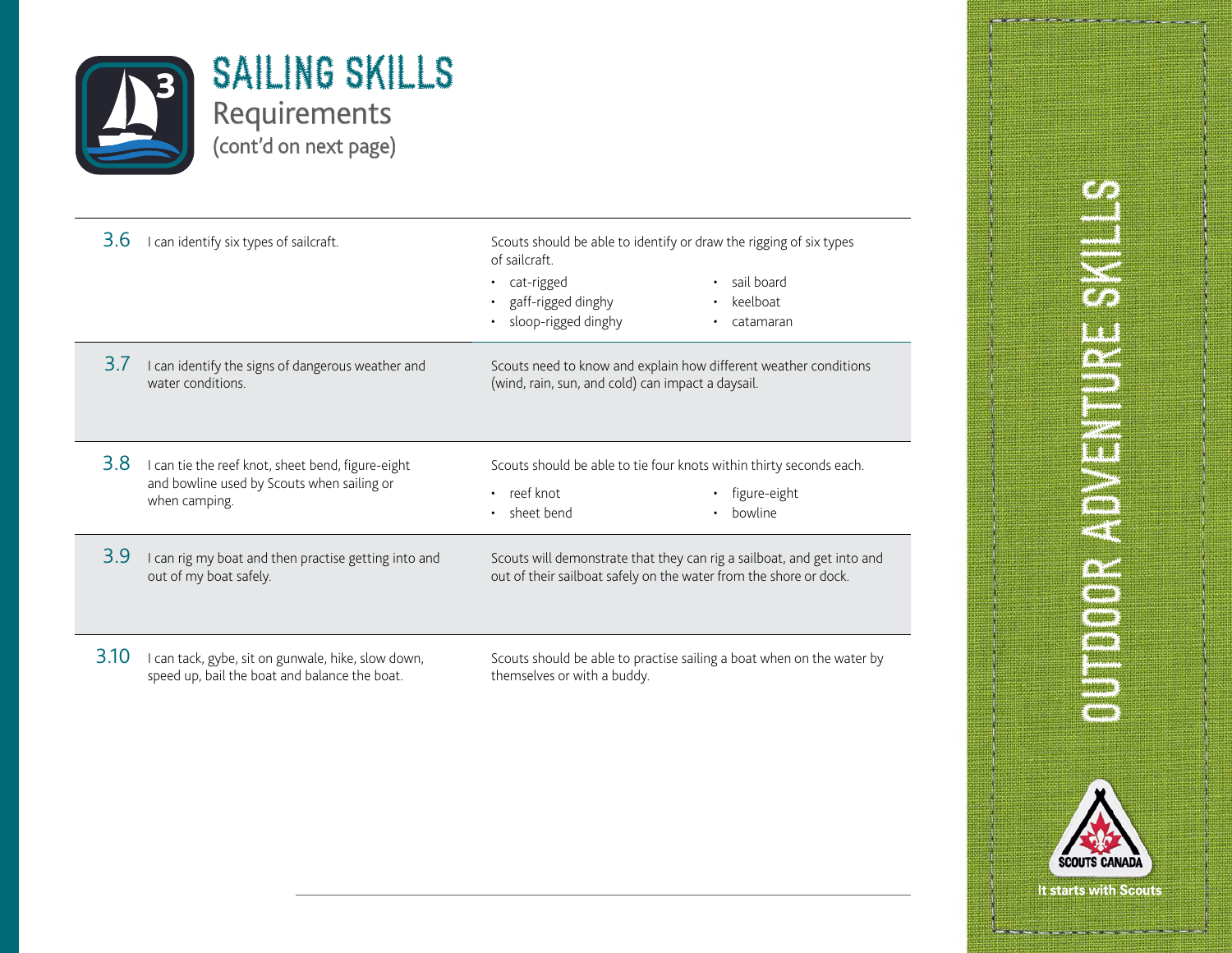# SAILING SKILLS

## Requirements

(cont'd on next page)

| | | |
|---|---|---|
| 3.6 | I can identify six types of sailcraft. | Scouts should be able to identify or draw the rigging of six types of sailcraft.<br>• cat-rigged<br>• gaff-rigged dinghy<br>• sloop-rigged dinghy<br>• sail board<br>• keelboat<br>• catamaran |
| 3.7 | I can identify the signs of dangerous weather and water conditions. | Scouts need to know and explain how different weather conditions (wind, rain, sun, and cold) can impact a daysail. |
| 3.8 | I can tie the reef knot, sheet bend, figure-eight and bowline used by Scouts when sailing or when camping. | Scouts should be able to tie four knots within thirty seconds each.<br>• reef knot<br>• sheet bend<br>• figure-eight<br>• bowline |
| 3.9 | I can rig my boat and then practise getting into and out of my boat safely. | Scouts will demonstrate that they can rig a sailboat, and get into and out of their sailboat safely on the water from the shore or dock. |
| 3.10 | I can tack, gybe, sit on gunwale, hike, slow down, speed up, bail the boat and balance the boat. | Scouts should be able to practise sailing a boat when on the water by themselves or with a buddy. |

OUTDOOR ADVENTURE SKILLS

SCOUTS CANADA

It starts with Scouts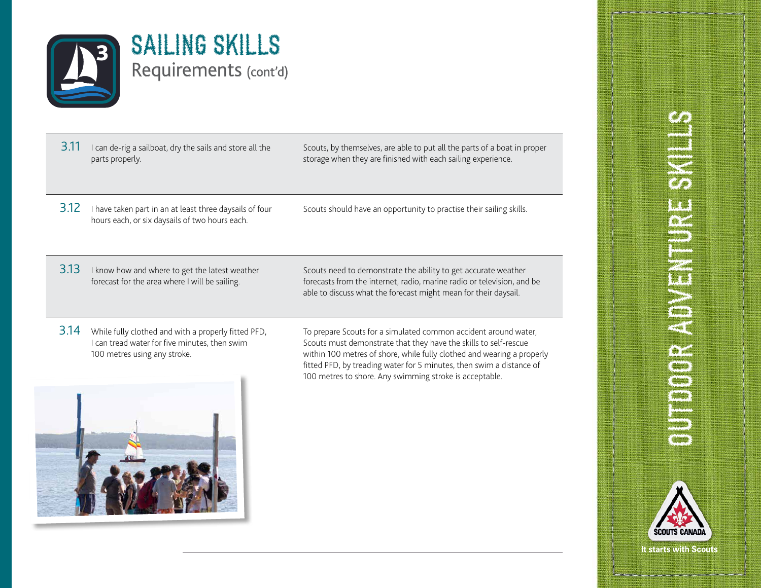# SAILING SKILLS

## Requirements (cont'd)

| | Requirement | Guidance |
|---|---|---|
| 3.11 | I can de-rig a sailboat, dry the sails and store all the parts properly. | Scouts, by themselves, are able to put all the parts of a boat in proper storage when they are finished with each sailing experience. |
| 3.12 | I have taken part in an at least three daysails of four hours each, or six daysails of two hours each. | Scouts should have an opportunity to practise their sailing skills. |
| 3.13 | I know how and where to get the latest weather forecast for the area where I will be sailing. | Scouts need to demonstrate the ability to get accurate weather forecasts from the internet, radio, marine radio or television, and be able to discuss what the forecast might mean for their daysail. |
| 3.14 | While fully clothed and with a properly fitted PFD, I can tread water for five minutes, then swim 100 metres using any stroke. | To prepare Scouts for a simulated common accident around water, Scouts must demonstrate that they have the skills to self-rescue within 100 metres of shore, while fully clothed and wearing a properly fitted PFD, by treading water for 5 minutes, then swim a distance of 100 metres to shore. Any swimming stroke is acceptable. |

OUTDOOR ADVENTURE SKILLS

SCOUTS CANADA

It starts with Scouts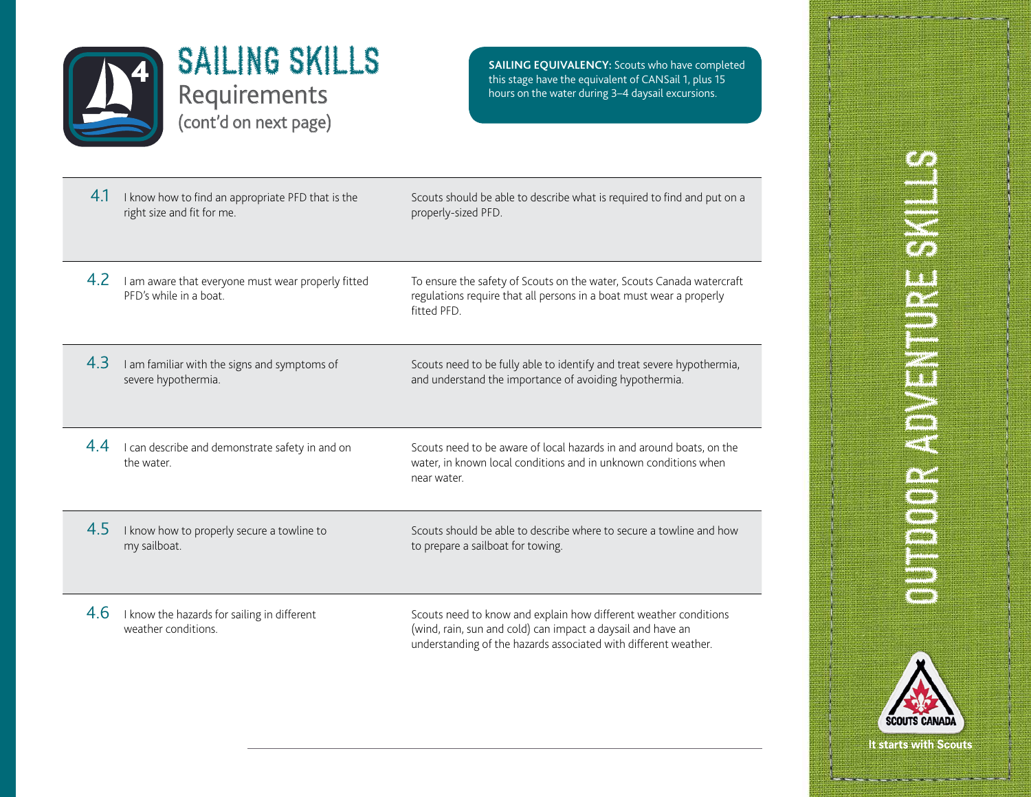# SAILING SKILLS

## Requirements

(cont'd on next page)

**SAILING EQUIVALENCY:** Scouts who have completed this stage have the equivalent of CANSail 1, plus 15 hours on the water during 3–4 daysail excursions.

| | | |
|---|---|---|
| 4.1 | I know how to find an appropriate PFD that is the right size and fit for me. | Scouts should be able to describe what is required to find and put on a properly-sized PFD. |
| 4.2 | I am aware that everyone must wear properly fitted PFD's while in a boat. | To ensure the safety of Scouts on the water, Scouts Canada watercraft regulations require that all persons in a boat must wear a properly fitted PFD. |
| 4.3 | I am familiar with the signs and symptoms of severe hypothermia. | Scouts need to be fully able to identify and treat severe hypothermia, and understand the importance of avoiding hypothermia. |
| 4.4 | I can describe and demonstrate safety in and on the water. | Scouts need to be aware of local hazards in and around boats, on the water, in known local conditions and in unknown conditions when near water. |
| 4.5 | I know how to properly secure a towline to my sailboat. | Scouts should be able to describe where to secure a towline and how to prepare a sailboat for towing. |
| 4.6 | I know the hazards for sailing in different weather conditions. | Scouts need to know and explain how different weather conditions (wind, rain, sun and cold) can impact a daysail and have an understanding of the hazards associated with different weather. |

OUTDOOR ADVENTURE SKILLS

SCOUTS CANADA

It starts with Scouts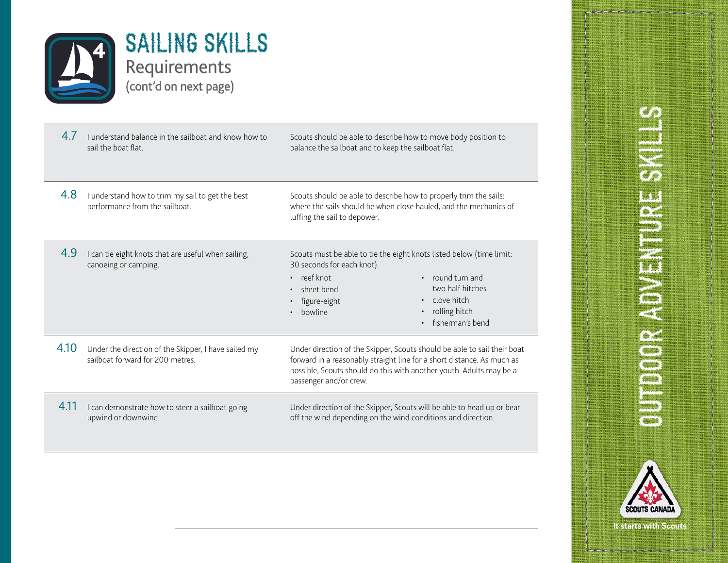# SAILING SKILLS

## Requirements

(cont'd on next page)

| | | |
|---|---|---|
| 4.7 | I understand balance in the sailboat and know how to sail the boat flat. | Scouts should be able to describe how to move body position to balance the sailboat and to keep the sailboat flat. |
| 4.8 | I understand how to trim my sail to get the best performance from the sailboat. | Scouts should be able to describe how to properly trim the sails: where the sails should be when close hauled, and the mechanics of luffing the sail to depower. |
| 4.9 | I can tie eight knots that are useful when sailing, canoeing or camping. | Scouts must be able to tie the eight knots listed below (time limit: 30 seconds for each knot).<br>• reef knot<br>• sheet bend<br>• figure-eight<br>• bowline<br>• round turn and two half hitches<br>• clove hitch<br>• rolling hitch<br>• fisherman's bend |
| 4.10 | Under the direction of the Skipper, I have sailed my sailboat forward for 200 metres. | Under direction of the Skipper, Scouts should be able to sail their boat forward in a reasonably straight line for a short distance. As much as possible, Scouts should do this with another youth. Adults may be a passenger and/or crew. |
| 4.11 | I can demonstrate how to steer a sailboat going upwind or downwind. | Under direction of the Skipper, Scouts will be able to head up or bear off the wind depending on the wind conditions and direction. |

OUTDOOR ADVENTURE SKILLS

SCOUTS CANADA

It starts with Scouts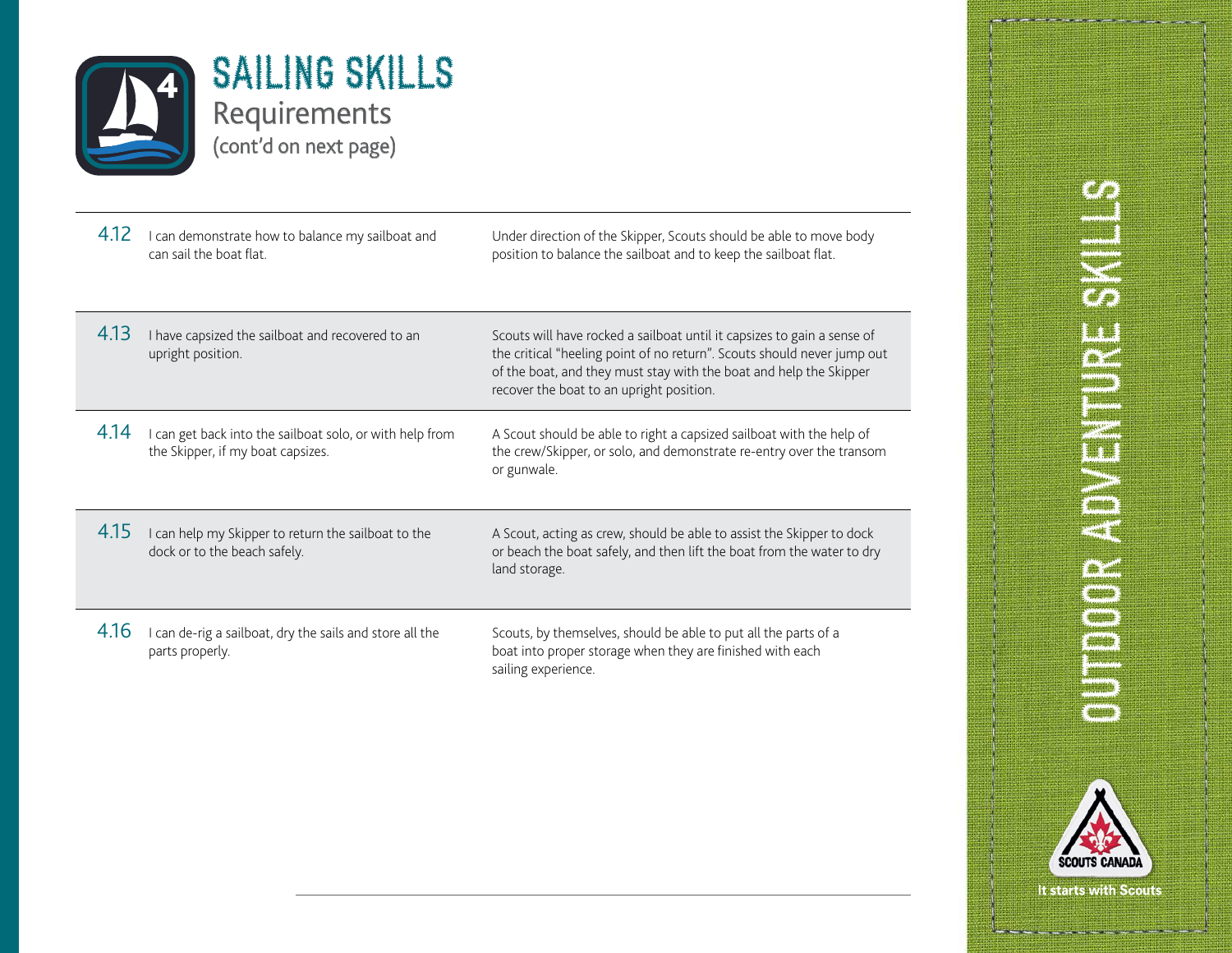# SAILING SKILLS

## Requirements

(cont'd on next page)

| | | |
|---|---|---|
| 4.12 | I can demonstrate how to balance my sailboat and can sail the boat flat. | Under direction of the Skipper, Scouts should be able to move body position to balance the sailboat and to keep the sailboat flat. |
| 4.13 | I have capsized the sailboat and recovered to an upright position. | Scouts will have rocked a sailboat until it capsizes to gain a sense of the critical "heeling point of no return". Scouts should never jump out of the boat, and they must stay with the boat and help the Skipper recover the boat to an upright position. |
| 4.14 | I can get back into the sailboat solo, or with help from the Skipper, if my boat capsizes. | A Scout should be able to right a capsized sailboat with the help of the crew/Skipper, or solo, and demonstrate re-entry over the transom or gunwale. |
| 4.15 | I can help my Skipper to return the sailboat to the dock or to the beach safely. | A Scout, acting as crew, should be able to assist the Skipper to dock or beach the boat safely, and then lift the boat from the water to dry land storage. |
| 4.16 | I can de-rig a sailboat, dry the sails and store all the parts properly. | Scouts, by themselves, should be able to put all the parts of a boat into proper storage when they are finished with each sailing experience. |

OUTDOOR ADVENTURE SKILLS

SCOUTS CANADA

It starts with Scouts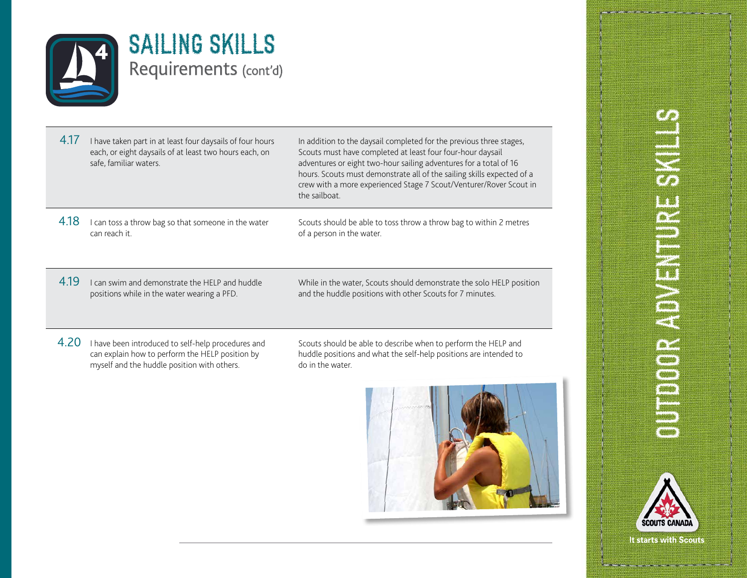# SAILING SKILLS

## Requirements (cont'd)

| | Requirement | Description |
|---|---|---|
| 4.17 | I have taken part in at least four daysails of four hours each, or eight daysails of at least two hours each, on safe, familiar waters. | In addition to the daysail completed for the previous three stages, Scouts must have completed at least four four-hour daysail adventures or eight two-hour sailing adventures for a total of 16 hours. Scouts must demonstrate all of the sailing skills expected of a crew with a more experienced Stage 7 Scout/Venturer/Rover Scout in the sailboat. |
| 4.18 | I can toss a throw bag so that someone in the water can reach it. | Scouts should be able to toss throw a throw bag to within 2 metres of a person in the water. |
| 4.19 | I can swim and demonstrate the HELP and huddle positions while in the water wearing a PFD. | While in the water, Scouts should demonstrate the solo HELP position and the huddle positions with other Scouts for 7 minutes. |
| 4.20 | I have been introduced to self-help procedures and can explain how to perform the HELP position by myself and the huddle position with others. | Scouts should be able to describe when to perform the HELP and huddle positions and what the self-help positions are intended to do in the water. |

OUTDOOR ADVENTURE SKILLS

SCOUTS CANADA

It starts with Scouts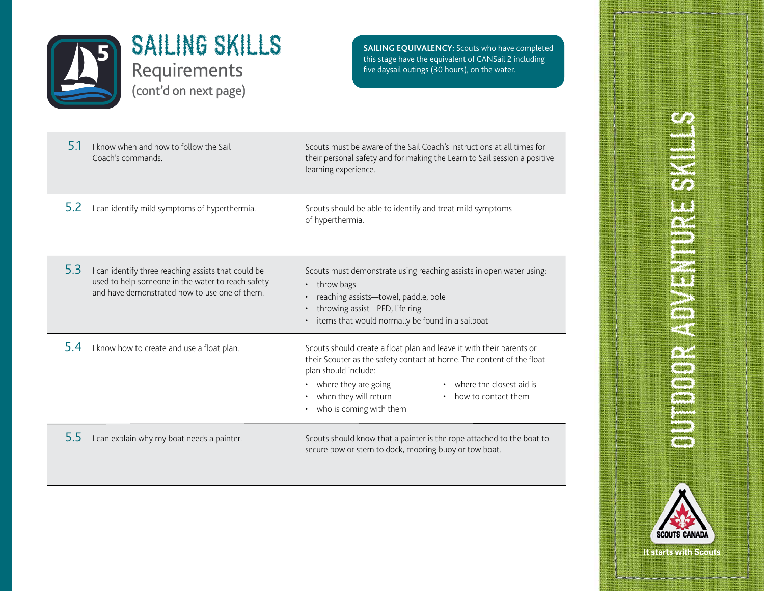# SAILING SKILLS

## Requirements

(cont'd on next page)

**SAILING EQUIVALENCY:** Scouts who have completed this stage have the equivalent of CANSail 2 including five daysail outings (30 hours), on the water.

| | | |
|---|---|---|
| 5.1 | I know when and how to follow the Sail Coach's commands. | Scouts must be aware of the Sail Coach's instructions at all times for their personal safety and for making the Learn to Sail session a positive learning experience. |
| 5.2 | I can identify mild symptoms of hyperthermia. | Scouts should be able to identify and treat mild symptoms of hyperthermia. |
| 5.3 | I can identify three reaching assists that could be used to help someone in the water to reach safety and have demonstrated how to use one of them. | Scouts must demonstrate using reaching assists in open water using: <br>• throw bags<br>• reaching assists—towel, paddle, pole<br>• throwing assist—PFD, life ring<br>• items that would normally be found in a sailboat |
| 5.4 | I know how to create and use a float plan. | Scouts should create a float plan and leave it with their parents or their Scouter as the safety contact at home. The content of the float plan should include:<br>• where they are going<br>• when they will return<br>• who is coming with them<br>• where the closest aid is<br>• how to contact them |
| 5.5 | I can explain why my boat needs a painter. | Scouts should know that a painter is the rope attached to the boat to secure bow or stern to dock, mooring buoy or tow boat. |

OUTDOOR ADVENTURE SKILLS

SCOUTS CANADA

It starts with Scouts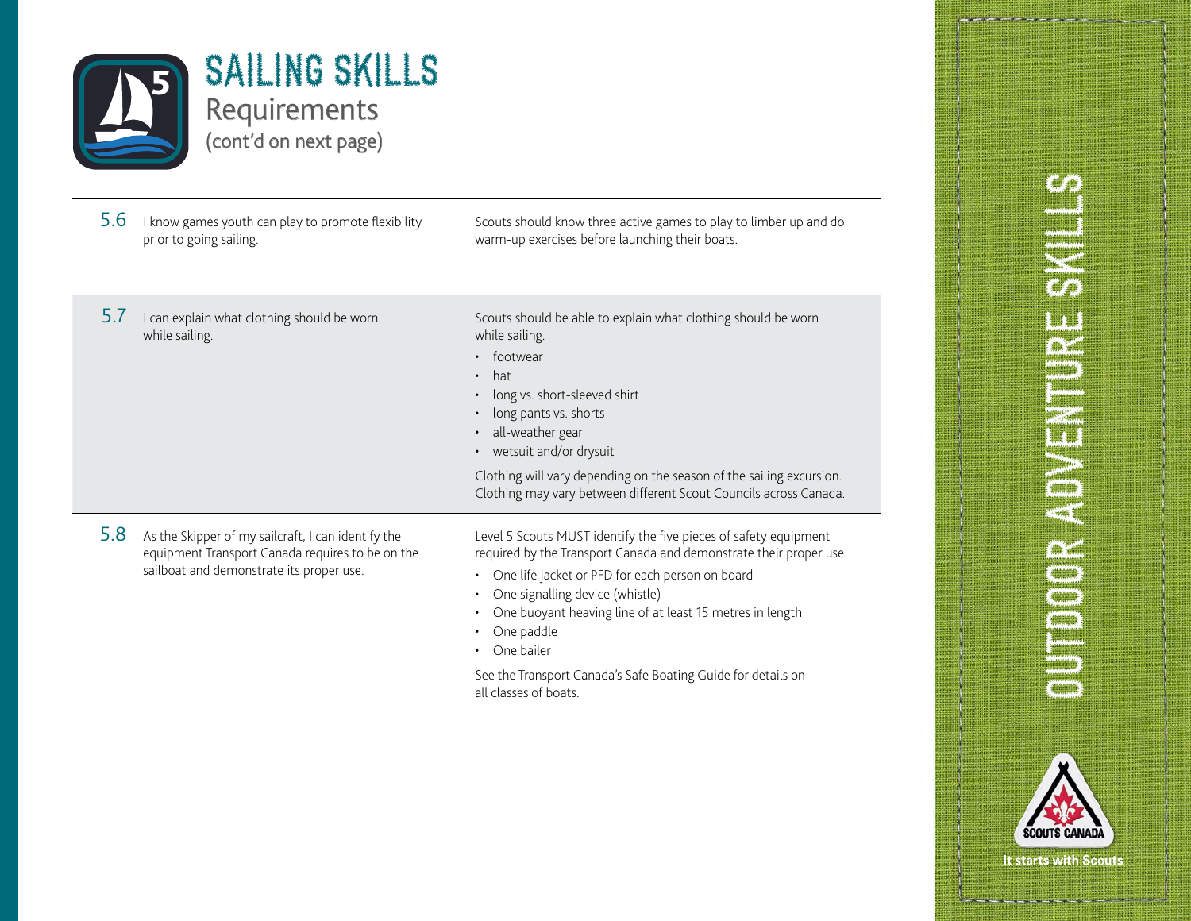# SAILING SKILLS

## Requirements

(cont'd on next page)

| | | |
|---|---|---|
| 5.6 | I know games youth can play to promote flexibility prior to going sailing. | Scouts should know three active games to play to limber up and do warm-up exercises before launching their boats. |
| 5.7 | I can explain what clothing should be worn while sailing. | Scouts should be able to explain what clothing should be worn while sailing.<br>• footwear<br>• hat<br>• long vs. short-sleeved shirt<br>• long pants vs. shorts<br>• all-weather gear<br>• wetsuit and/or drysuit<br><br>Clothing will vary depending on the season of the sailing excursion. Clothing may vary between different Scout Councils across Canada. |
| 5.8 | As the Skipper of my sailcraft, I can identify the equipment Transport Canada requires to be on the sailboat and demonstrate its proper use. | Level 5 Scouts MUST identify the five pieces of safety equipment required by the Transport Canada and demonstrate their proper use.<br>• One life jacket or PFD for each person on board<br>• One signalling device (whistle)<br>• One buoyant heaving line of at least 15 metres in length<br>• One paddle<br>• One bailer<br><br>See the Transport Canada's Safe Boating Guide for details on all classes of boats. |

OUTDOOR ADVENTURE SKILLS

SCOUTS CANADA

It starts with Scouts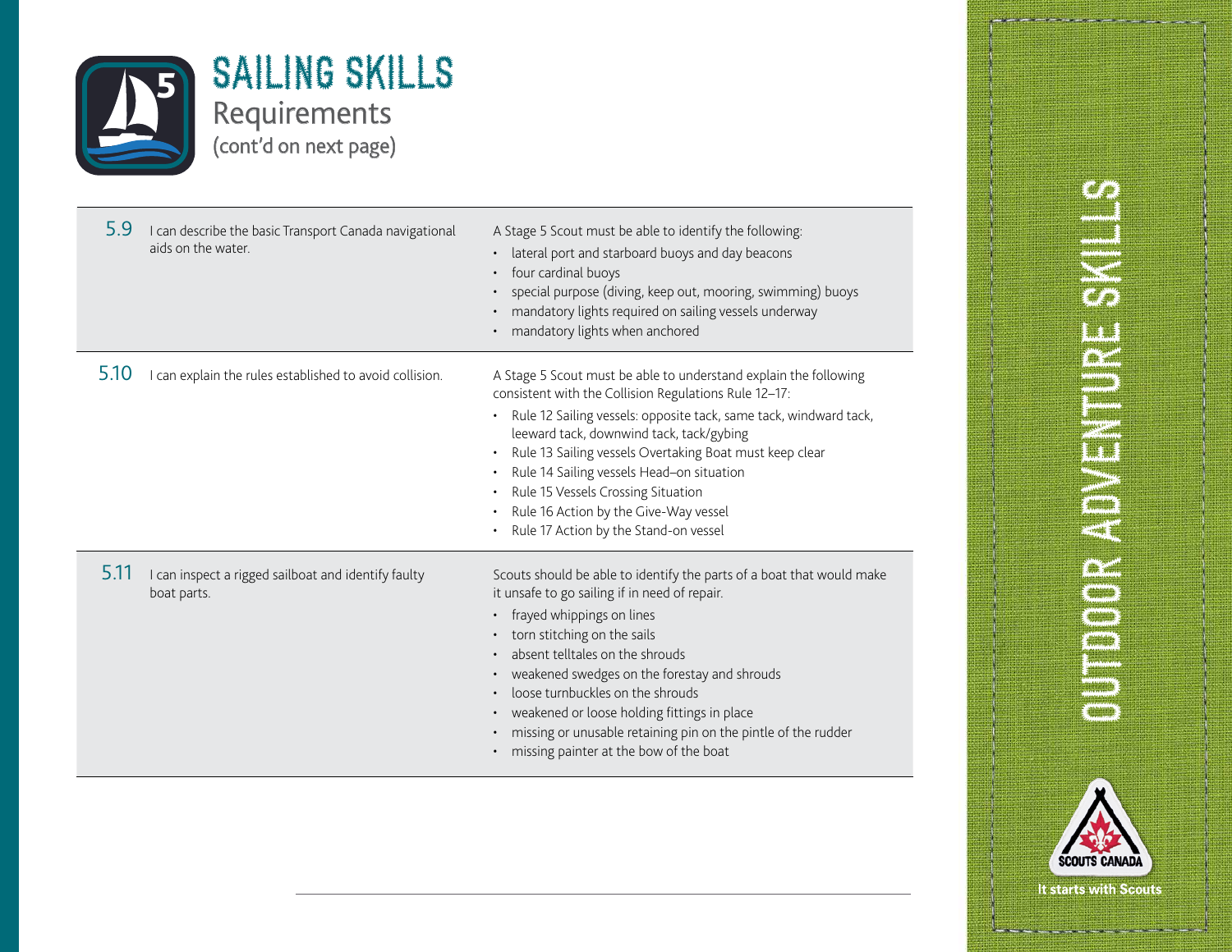# SAILING SKILLS

## Requirements

(cont'd on next page)

| | | |
|---|---|---|
| 5.9 | I can describe the basic Transport Canada navigational aids on the water. | A Stage 5 Scout must be able to identify the following:<br>• lateral port and starboard buoys and day beacons<br>• four cardinal buoys<br>• special purpose (diving, keep out, mooring, swimming) buoys<br>• mandatory lights required on sailing vessels underway<br>• mandatory lights when anchored |
| 5.10 | I can explain the rules established to avoid collision. | A Stage 5 Scout must be able to understand explain the following consistent with the Collision Regulations Rule 12–17:<br>• Rule 12 Sailing vessels: opposite tack, same tack, windward tack, leeward tack, downwind tack, tack/gybing<br>• Rule 13 Sailing vessels Overtaking Boat must keep clear<br>• Rule 14 Sailing vessels Head–on situation<br>• Rule 15 Vessels Crossing Situation<br>• Rule 16 Action by the Give-Way vessel<br>• Rule 17 Action by the Stand-on vessel |
| 5.11 | I can inspect a rigged sailboat and identify faulty boat parts. | Scouts should be able to identify the parts of a boat that would make it unsafe to go sailing if in need of repair.<br>• frayed whippings on lines<br>• torn stitching on the sails<br>• absent telltales on the shrouds<br>• weakened swedges on the forestay and shrouds<br>• loose turnbuckles on the shrouds<br>• weakened or loose holding fittings in place<br>• missing or unusable retaining pin on the pintle of the rudder<br>• missing painter at the bow of the boat |

OUTDOOR ADVENTURE SKILLS

SCOUTS CANADA

It starts with Scouts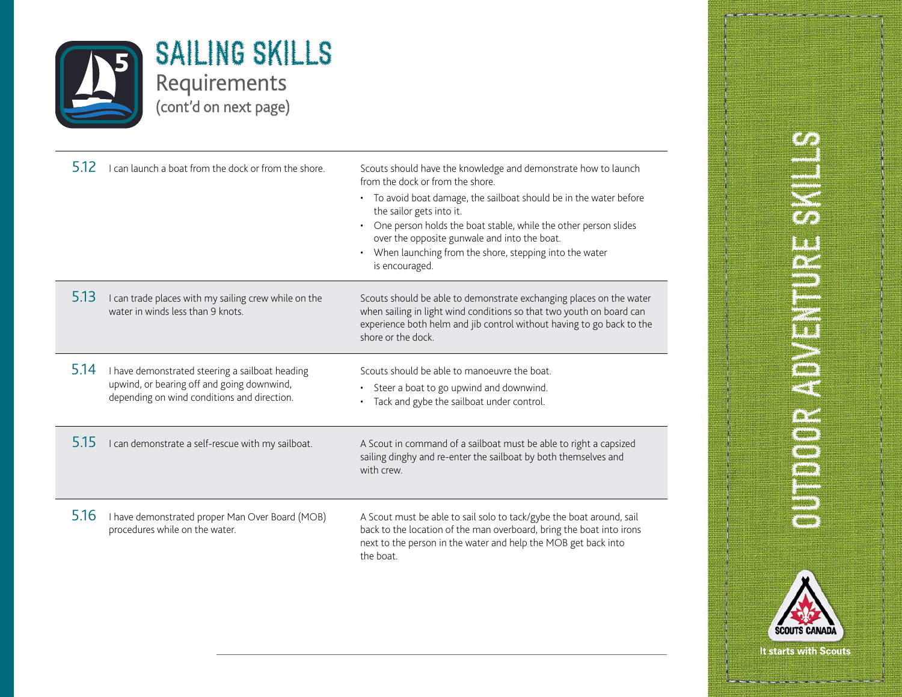# SAILING SKILLS

## Requirements

(cont'd on next page)

| | | |
|---|---|---|
| 5.12 | I can launch a boat from the dock or from the shore. | Scouts should have the knowledge and demonstrate how to launch from the dock or from the shore.<br>• To avoid boat damage, the sailboat should be in the water before the sailor gets into it.<br>• One person holds the boat stable, while the other person slides over the opposite gunwale and into the boat.<br>• When launching from the shore, stepping into the water is encouraged. |
| 5.13 | I can trade places with my sailing crew while on the water in winds less than 9 knots. | Scouts should be able to demonstrate exchanging places on the water when sailing in light wind conditions so that two youth on board can experience both helm and jib control without having to go back to the shore or the dock. |
| 5.14 | I have demonstrated steering a sailboat heading upwind, or bearing off and going downwind, depending on wind conditions and direction. | Scouts should be able to manoeuvre the boat.<br>• Steer a boat to go upwind and downwind.<br>• Tack and gybe the sailboat under control. |
| 5.15 | I can demonstrate a self-rescue with my sailboat. | A Scout in command of a sailboat must be able to right a capsized sailing dinghy and re-enter the sailboat by both themselves and with crew. |
| 5.16 | I have demonstrated proper Man Over Board (MOB) procedures while on the water. | A Scout must be able to sail solo to tack/gybe the boat around, sail back to the location of the man overboard, bring the boat into irons next to the person in the water and help the MOB get back into the boat. |

OUTDOOR ADVENTURE SKILLS

SCOUTS CANADA

It starts with Scouts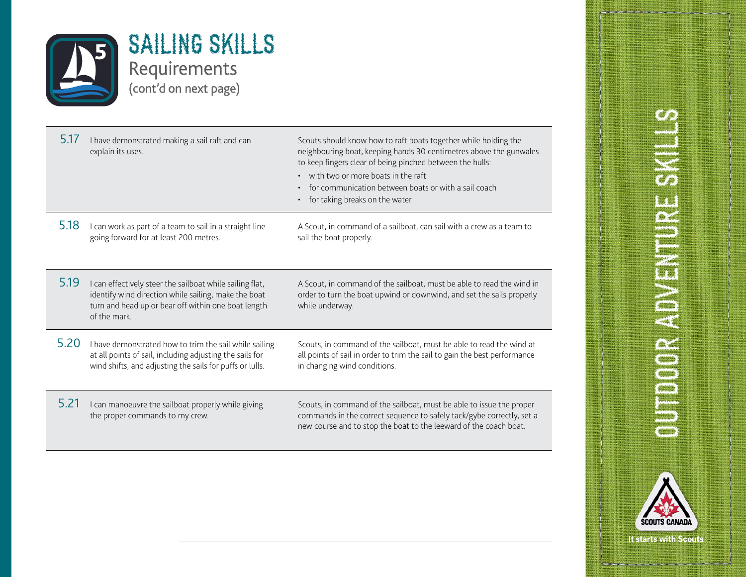# SAILING SKILLS

## Requirements

(cont'd on next page)

| | | |
|---|---|---|
| 5.17 | I have demonstrated making a sail raft and can explain its uses. | Scouts should know how to raft boats together while holding the neighbouring boat, keeping hands 30 centimetres above the gunwales to keep fingers clear of being pinched between the hulls:<br>• with two or more boats in the raft<br>• for communication between boats or with a sail coach<br>• for taking breaks on the water |
| 5.18 | I can work as part of a team to sail in a straight line going forward for at least 200 metres. | A Scout, in command of a sailboat, can sail with a crew as a team to sail the boat properly. |
| 5.19 | I can effectively steer the sailboat while sailing flat, identify wind direction while sailing, make the boat turn and head up or bear off within one boat length of the mark. | A Scout, in command of the sailboat, must be able to read the wind in order to turn the boat upwind or downwind, and set the sails properly while underway. |
| 5.20 | I have demonstrated how to trim the sail while sailing at all points of sail, including adjusting the sails for wind shifts, and adjusting the sails for puffs or lulls. | Scouts, in command of the sailboat, must be able to read the wind at all points of sail in order to trim the sail to gain the best performance in changing wind conditions. |
| 5.21 | I can manoeuvre the sailboat properly while giving the proper commands to my crew. | Scouts, in command of the sailboat, must be able to issue the proper commands in the correct sequence to safely tack/gybe correctly, set a new course and to stop the boat to the leeward of the coach boat. |

OUTDOOR ADVENTURE SKILLS

SCOUTS CANADA

It starts with Scouts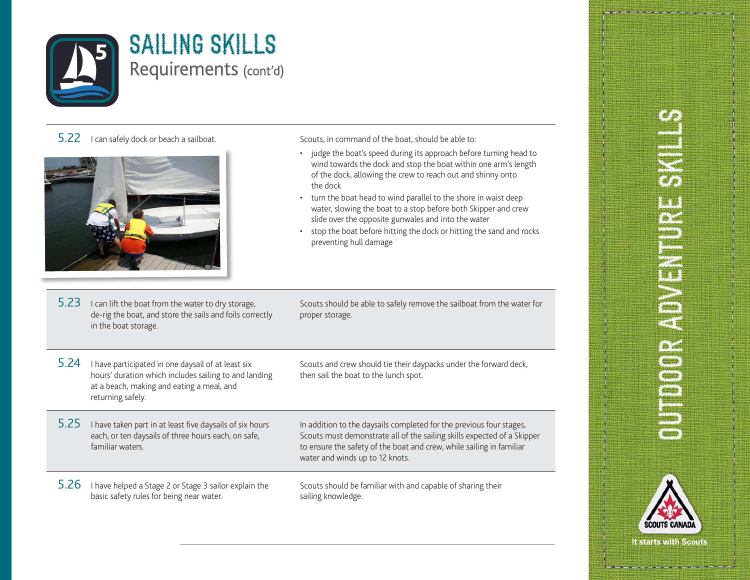# SAILING SKILLS

## Requirements (cont'd)

| | Requirement | Guidance |
|---|---|---|
| 5.22 | I can safely dock or beach a sailboat. | Scouts, in command of the boat, should be able to:<br>• judge the boat's speed during its approach before turning head to wind towards the dock and stop the boat within one arm's length of the dock, allowing the crew to reach out and shinny onto the dock<br>• turn the boat head to wind parallel to the shore in waist deep water, slowing the boat to a stop before both Skipper and crew slide over the opposite gunwales and into the water<br>• stop the boat before hitting the dock or hitting the sand and rocks preventing hull damage |
| 5.23 | I can lift the boat from the water to dry storage, de-rig the boat, and store the sails and foils correctly in the boat storage. | Scouts should be able to safely remove the sailboat from the water for proper storage. |
| 5.24 | I have participated in one daysail of at least six hours' duration which includes sailing to and landing at a beach, making and eating a meal, and returning safely. | Scouts and crew should tie their daypacks under the forward deck, then sail the boat to the lunch spot. |
| 5.25 | I have taken part in at least five daysails of six hours each, or ten daysails of three hours each, on safe, familiar waters. | In addition to the daysails completed for the previous four stages, Scouts must demonstrate all of the sailing skills expected of a Skipper to ensure the safety of the boat and crew, while sailing in familiar water and winds up to 12 knots. |
| 5.26 | I have helped a Stage 2 or Stage 3 sailor explain the basic safety rules for being near water. | Scouts should be familiar with and capable of sharing their sailing knowledge. |

OUTDOOR ADVENTURE SKILLS

SCOUTS CANADA

It starts with Scouts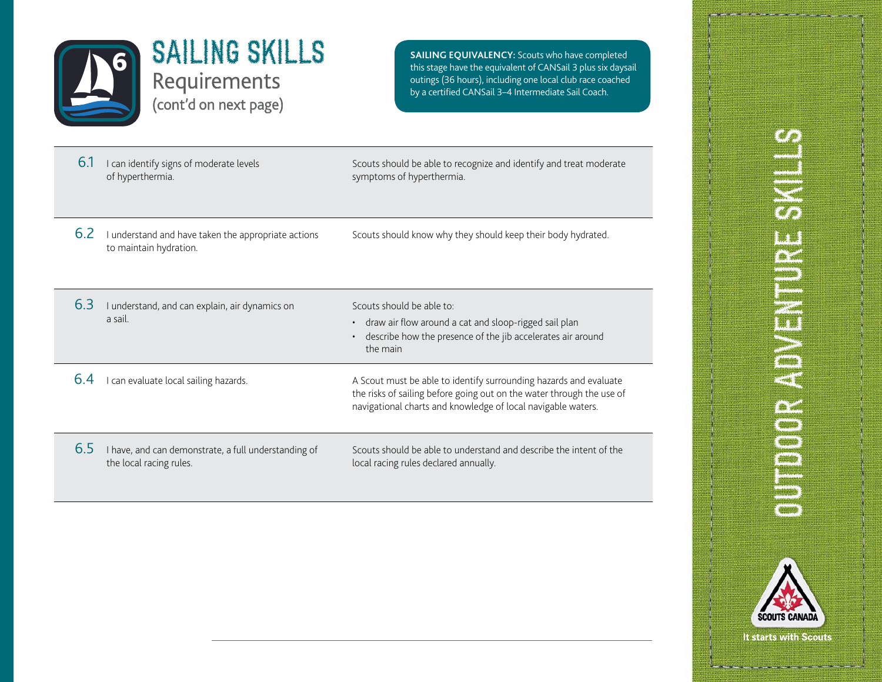# SAILING SKILLS

## Requirements

(cont'd on next page)

**SAILING EQUIVALENCY:** Scouts who have completed this stage have the equivalent of CANSail 3 plus six daysail outings (36 hours), including one local club race coached by a certified CANSail 3–4 Intermediate Sail Coach.

| | Requirement | Description |
|---|---|---|
| 6.1 | I can identify signs of moderate levels of hyperthermia. | Scouts should be able to recognize and identify and treat moderate symptoms of hyperthermia. |
| 6.2 | I understand and have taken the appropriate actions to maintain hydration. | Scouts should know why they should keep their body hydrated. |
| 6.3 | I understand, and can explain, air dynamics on a sail. | Scouts should be able to: <br>• draw air flow around a cat and sloop-rigged sail plan <br>• describe how the presence of the jib accelerates air around the main |
| 6.4 | I can evaluate local sailing hazards. | A Scout must be able to identify surrounding hazards and evaluate the risks of sailing before going out on the water through the use of navigational charts and knowledge of local navigable waters. |
| 6.5 | I have, and can demonstrate, a full understanding of the local racing rules. | Scouts should be able to understand and describe the intent of the local racing rules declared annually. |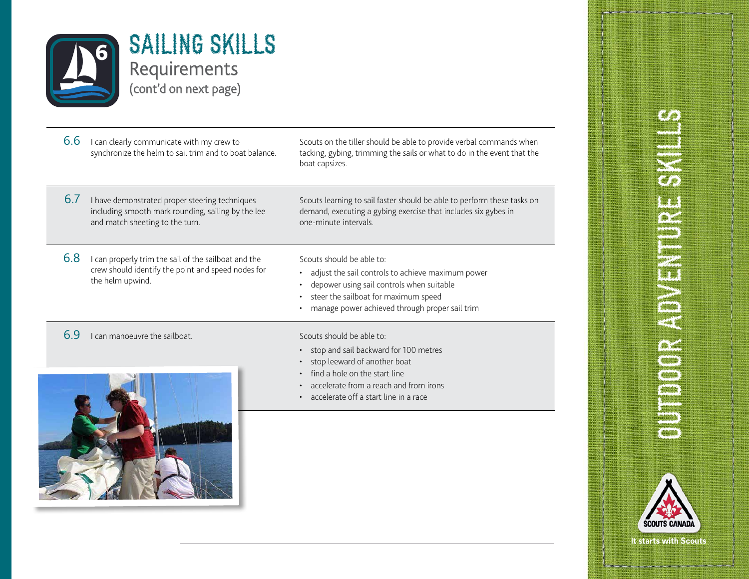# SAILING SKILLS

## Requirements

(cont'd on next page)

| | | |
|---|---|---|
| 6.6 | I can clearly communicate with my crew to synchronize the helm to sail trim and to boat balance. | Scouts on the tiller should be able to provide verbal commands when tacking, gybing, trimming the sails or what to do in the event that the boat capsizes. |
| 6.7 | I have demonstrated proper steering techniques including smooth mark rounding, sailing by the lee and match sheeting to the turn. | Scouts learning to sail faster should be able to perform these tasks on demand, executing a gybing exercise that includes six gybes in one-minute intervals. |
| 6.8 | I can properly trim the sail of the sailboat and the crew should identify the point and speed nodes for the helm upwind. | Scouts should be able to:<br>• adjust the sail controls to achieve maximum power<br>• depower using sail controls when suitable<br>• steer the sailboat for maximum speed<br>• manage power achieved through proper sail trim |
| 6.9 | I can manoeuvre the sailboat. | Scouts should be able to:<br>• stop and sail backward for 100 metres<br>• stop leeward of another boat<br>• find a hole on the start line<br>• accelerate from a reach and from irons<br>• accelerate off a start line in a race |

OUTDOOR ADVENTURE SKILLS

SCOUTS CANADA

It starts with Scouts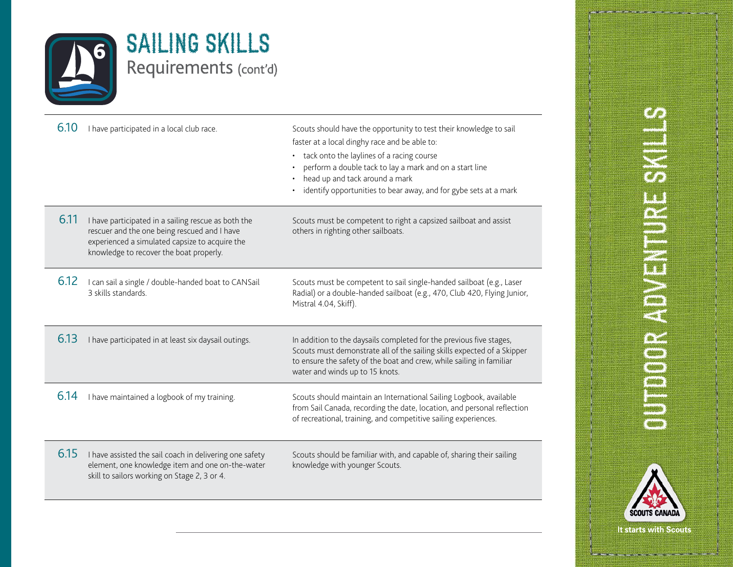# SAILING SKILLS

## Requirements (cont'd)

| | | |
|---|---|---|
| 6.10 | I have participated in a local club race. | Scouts should have the opportunity to test their knowledge to sail faster at a local dinghy race and be able to:<br>• tack onto the laylines of a racing course<br>• perform a double tack to lay a mark and on a start line<br>• head up and tack around a mark<br>• identify opportunities to bear away, and for gybe sets at a mark |
| 6.11 | I have participated in a sailing rescue as both the rescuer and the one being rescued and I have experienced a simulated capsize to acquire the knowledge to recover the boat properly. | Scouts must be competent to right a capsized sailboat and assist others in righting other sailboats. |
| 6.12 | I can sail a single / double-handed boat to CANSail 3 skills standards. | Scouts must be competent to sail single-handed sailboat (e.g., Laser Radial) or a double-handed sailboat (e.g., 470, Club 420, Flying Junior, Mistral 4.04, Skiff). |
| 6.13 | I have participated in at least six daysail outings. | In addition to the daysails completed for the previous five stages, Scouts must demonstrate all of the sailing skills expected of a Skipper to ensure the safety of the boat and crew, while sailing in familiar water and winds up to 15 knots. |
| 6.14 | I have maintained a logbook of my training. | Scouts should maintain an International Sailing Logbook, available from Sail Canada, recording the date, location, and personal reflection of recreational, training, and competitive sailing experiences. |
| 6.15 | I have assisted the sail coach in delivering one safety element, one knowledge item and one on-the-water skill to sailors working on Stage 2, 3 or 4. | Scouts should be familiar with, and capable of, sharing their sailing knowledge with younger Scouts. |

OUTDOOR ADVENTURE SKILLS

SCOUTS CANADA

It starts with Scouts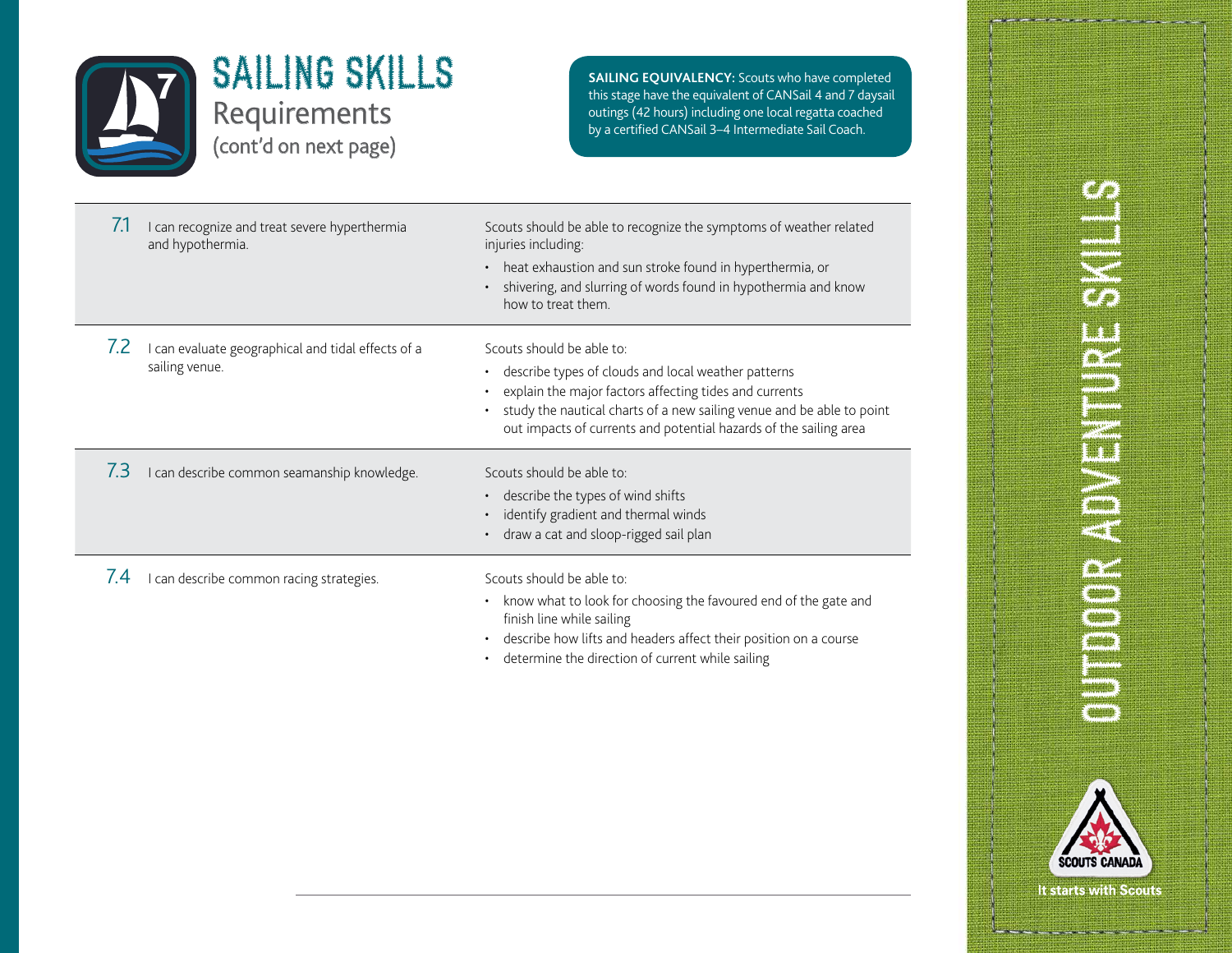# SAILING SKILLS

## Requirements

(cont'd on next page)

**SAILING EQUIVALENCY:** Scouts who have completed this stage have the equivalent of CANSail 4 and 7 daysail outings (42 hours) including one local regatta coached by a certified CANSail 3–4 Intermediate Sail Coach.

| | Requirement | Details |
|---|---|---|
| 7.1 | I can recognize and treat severe hyperthermia and hypothermia. | Scouts should be able to recognize the symptoms of weather related injuries including:<br>• heat exhaustion and sun stroke found in hyperthermia, or<br>• shivering, and slurring of words found in hypothermia and know how to treat them. |
| 7.2 | I can evaluate geographical and tidal effects of a sailing venue. | Scouts should be able to:<br>• describe types of clouds and local weather patterns<br>• explain the major factors affecting tides and currents<br>• study the nautical charts of a new sailing venue and be able to point out impacts of currents and potential hazards of the sailing area |
| 7.3 | I can describe common seamanship knowledge. | Scouts should be able to:<br>• describe the types of wind shifts<br>• identify gradient and thermal winds<br>• draw a cat and sloop-rigged sail plan |
| 7.4 | I can describe common racing strategies. | Scouts should be able to:<br>• know what to look for choosing the favoured end of the gate and finish line while sailing<br>• describe how lifts and headers affect their position on a course<br>• determine the direction of current while sailing |

OUTDOOR ADVENTURE SKILLS

SCOUTS CANADA

It starts with Scouts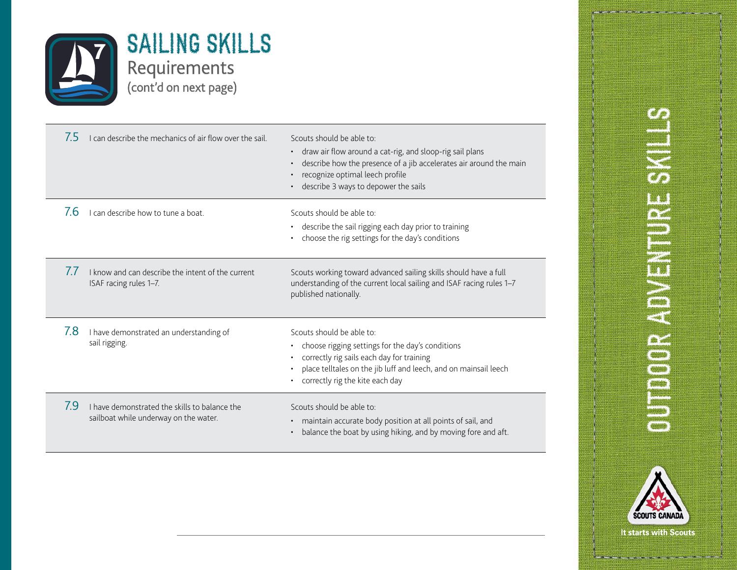# SAILING SKILLS

## Requirements
(cont'd on next page)

| | | |
|---|---|---|
| 7.5 | I can describe the mechanics of air flow over the sail. | Scouts should be able to:<br>• draw air flow around a cat-rig, and sloop-rig sail plans<br>• describe how the presence of a jib accelerates air around the main<br>• recognize optimal leech profile<br>• describe 3 ways to depower the sails |
| 7.6 | I can describe how to tune a boat. | Scouts should be able to:<br>• describe the sail rigging each day prior to training<br>• choose the rig settings for the day's conditions |
| 7.7 | I know and can describe the intent of the current ISAF racing rules 1–7. | Scouts working toward advanced sailing skills should have a full understanding of the current local sailing and ISAF racing rules 1–7 published nationally. |
| 7.8 | I have demonstrated an understanding of sail rigging. | Scouts should be able to:<br>• choose rigging settings for the day's conditions<br>• correctly rig sails each day for training<br>• place telltales on the jib luff and leech, and on mainsail leech<br>• correctly rig the kite each day |
| 7.9 | I have demonstrated the skills to balance the sailboat while underway on the water. | Scouts should be able to:<br>• maintain accurate body position at all points of sail, and<br>• balance the boat by using hiking, and by moving fore and aft. |

OUTDOOR ADVENTURE SKILLS

SCOUTS CANADA

It starts with Scouts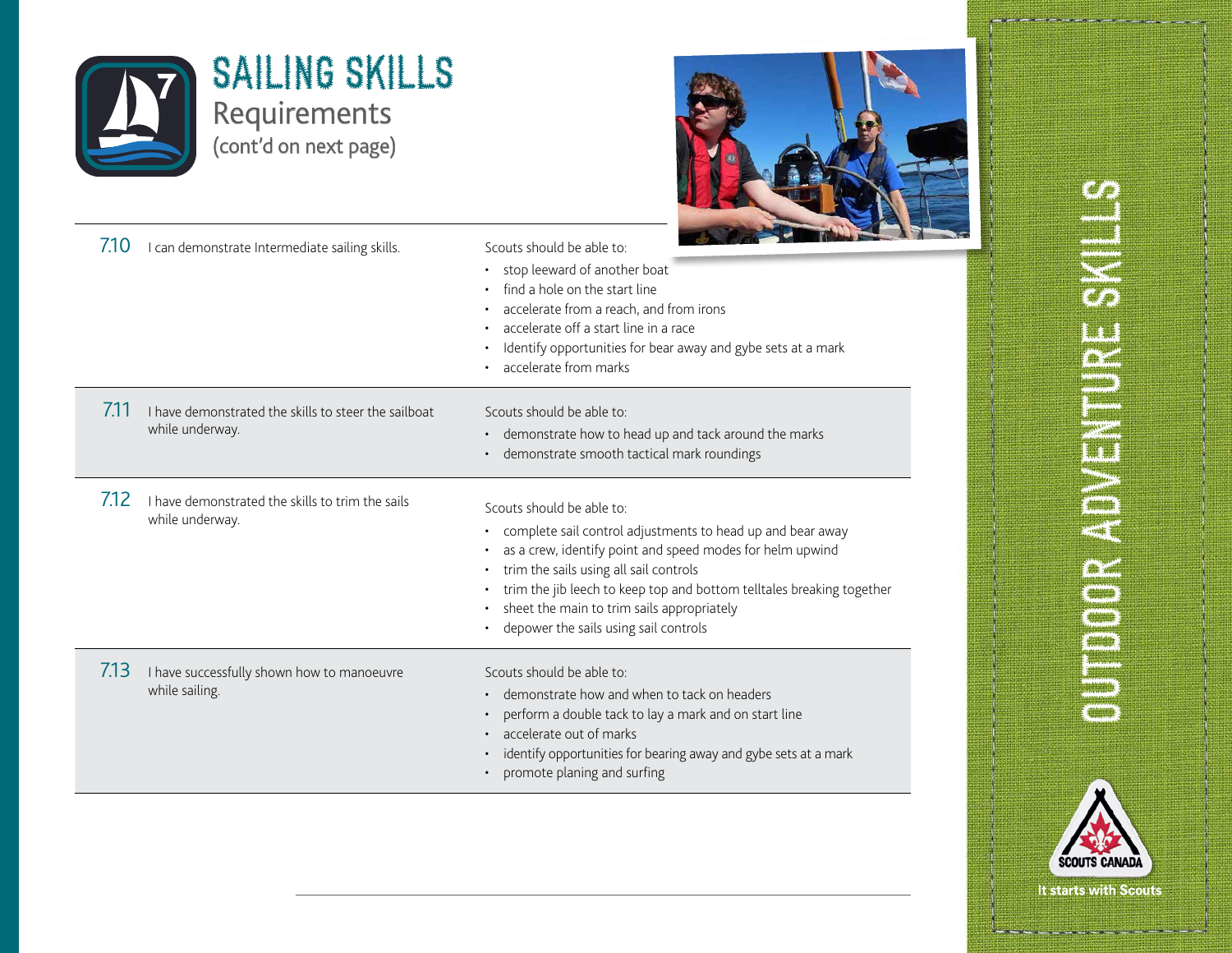# SAILING SKILLS

## Requirements

(cont'd on next page)

| | | |
|---|---|---|
| 7.10 | I can demonstrate Intermediate sailing skills. | Scouts should be able to:<br>• stop leeward of another boat<br>• find a hole on the start line<br>• accelerate from a reach, and from irons<br>• accelerate off a start line in a race<br>• Identify opportunities for bear away and gybe sets at a mark<br>• accelerate from marks |
| 7.11 | I have demonstrated the skills to steer the sailboat while underway. | Scouts should be able to:<br>• demonstrate how to head up and tack around the marks<br>• demonstrate smooth tactical mark roundings |
| 7.12 | I have demonstrated the skills to trim the sails while underway. | Scouts should be able to:<br>• complete sail control adjustments to head up and bear away<br>• as a crew, identify point and speed modes for helm upwind<br>• trim the sails using all sail controls<br>• trim the jib leech to keep top and bottom telltales breaking together<br>• sheet the main to trim sails appropriately<br>• depower the sails using sail controls |
| 7.13 | I have successfully shown how to manoeuvre while sailing. | Scouts should be able to:<br>• demonstrate how and when to tack on headers<br>• perform a double tack to lay a mark and on start line<br>• accelerate out of marks<br>• identify opportunities for bearing away and gybe sets at a mark<br>• promote planing and surfing |

OUTDOOR ADVENTURE SKILLS

SCOUTS CANADA

It starts with Scouts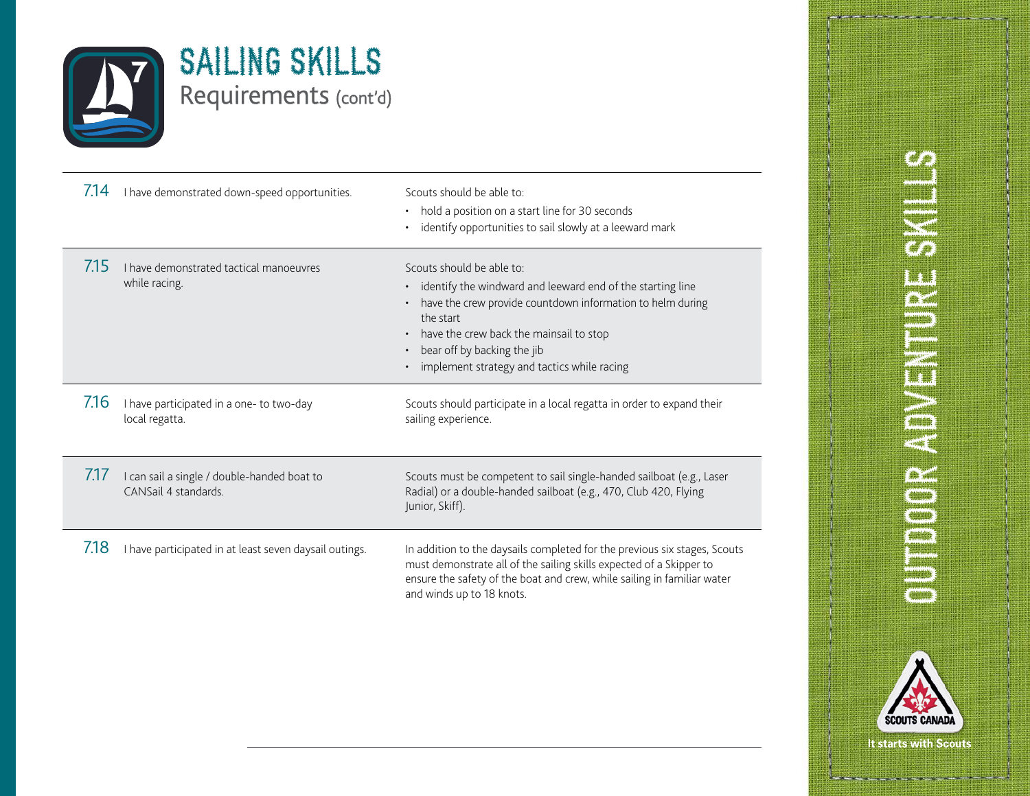# SAILING SKILLS

## Requirements (cont'd)

| | | |
|---|---|---|
| 7.14 | I have demonstrated down-speed opportunities. | Scouts should be able to:<br>• hold a position on a start line for 30 seconds<br>• identify opportunities to sail slowly at a leeward mark |
| 7.15 | I have demonstrated tactical manoeuvres while racing. | Scouts should be able to:<br>• identify the windward and leeward end of the starting line<br>• have the crew provide countdown information to helm during the start<br>• have the crew back the mainsail to stop<br>• bear off by backing the jib<br>• implement strategy and tactics while racing |
| 7.16 | I have participated in a one- to two-day local regatta. | Scouts should participate in a local regatta in order to expand their sailing experience. |
| 7.17 | I can sail a single / double-handed boat to CANSail 4 standards. | Scouts must be competent to sail single-handed sailboat (e.g., Laser Radial) or a double-handed sailboat (e.g., 470, Club 420, Flying Junior, Skiff). |
| 7.18 | I have participated in at least seven daysail outings. | In addition to the daysails completed for the previous six stages, Scouts must demonstrate all of the sailing skills expected of a Skipper to ensure the safety of the boat and crew, while sailing in familiar water and winds up to 18 knots. |

OUTDOOR ADVENTURE SKILLS

SCOUTS CANADA

It starts with Scouts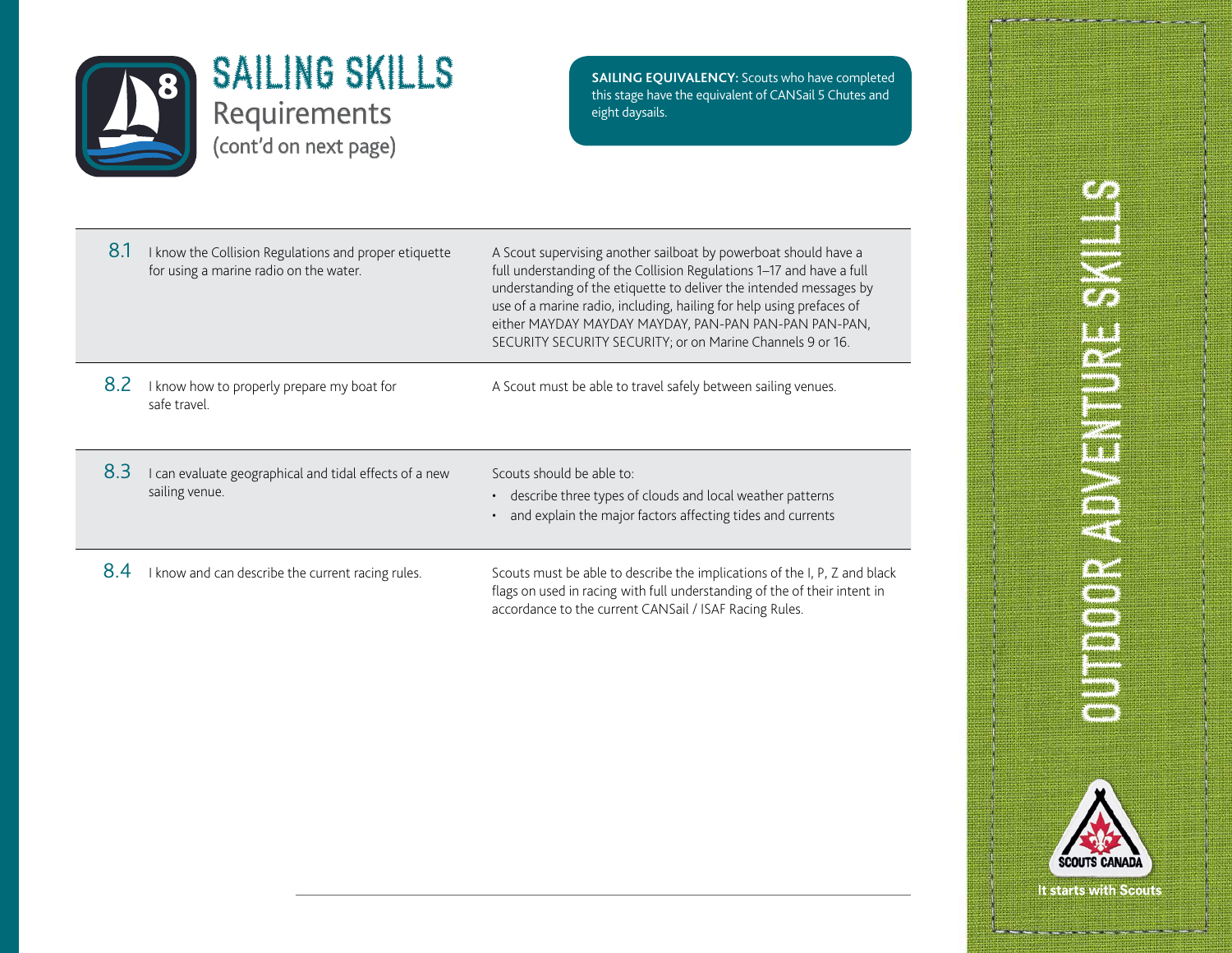# SAILING SKILLS

## Requirements

(cont'd on next page)

**SAILING EQUIVALENCY:** Scouts who have completed this stage have the equivalent of CANSail 5 Chutes and eight daysails.

| | | |
|---|---|---|
| 8.1 | I know the Collision Regulations and proper etiquette for using a marine radio on the water. | A Scout supervising another sailboat by powerboat should have a full understanding of the Collision Regulations 1–17 and have a full understanding of the etiquette to deliver the intended messages by use of a marine radio, including, hailing for help using prefaces of either MAYDAY MAYDAY MAYDAY, PAN-PAN PAN-PAN PAN-PAN, SECURITY SECURITY SECURITY; or on Marine Channels 9 or 16. |
| 8.2 | I know how to properly prepare my boat for safe travel. | A Scout must be able to travel safely between sailing venues. |
| 8.3 | I can evaluate geographical and tidal effects of a new sailing venue. | Scouts should be able to:<br>• describe three types of clouds and local weather patterns<br>• and explain the major factors affecting tides and currents |
| 8.4 | I know and can describe the current racing rules. | Scouts must be able to describe the implications of the I, P, Z and black flags on used in racing with full understanding of the of their intent in accordance to the current CANSail / ISAF Racing Rules. |

OUTDOOR ADVENTURE SKILLS

SCOUTS CANADA

It starts with Scouts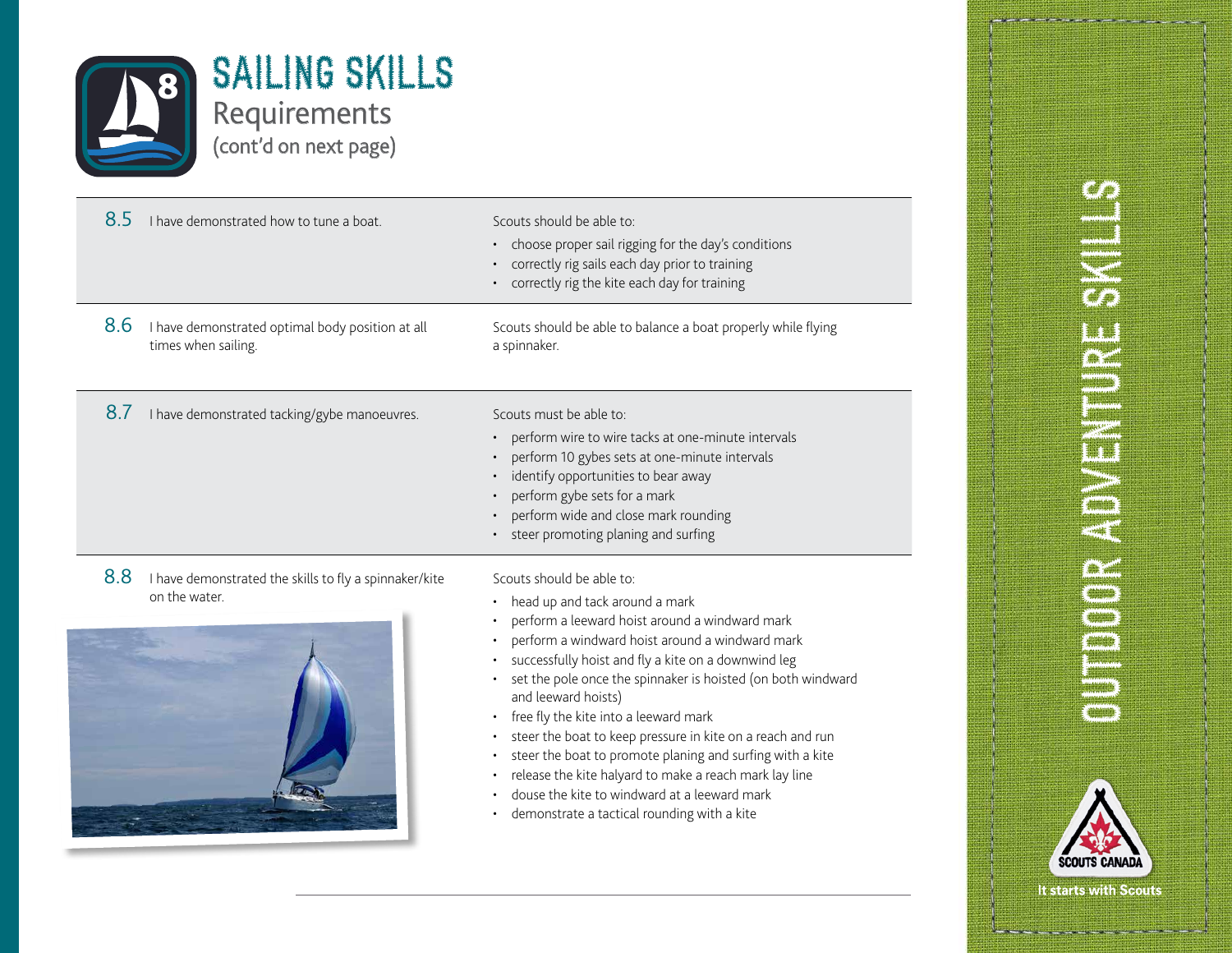# SAILING SKILLS

## Requirements

(cont'd on next page)

| | | |
|---|---|---|
| 8.5 | I have demonstrated how to tune a boat. | Scouts should be able to:<br>• choose proper sail rigging for the day's conditions<br>• correctly rig sails each day prior to training<br>• correctly rig the kite each day for training |
| 8.6 | I have demonstrated optimal body position at all times when sailing. | Scouts should be able to balance a boat properly while flying a spinnaker. |
| 8.7 | I have demonstrated tacking/gybe manoeuvres. | Scouts must be able to:<br>• perform wire to wire tacks at one-minute intervals<br>• perform 10 gybes sets at one-minute intervals<br>• identify opportunities to bear away<br>• perform gybe sets for a mark<br>• perform wide and close mark rounding<br>• steer promoting planing and surfing |
| 8.8 | I have demonstrated the skills to fly a spinnaker/kite on the water. | Scouts should be able to:<br>• head up and tack around a mark<br>• perform a leeward hoist around a windward mark<br>• perform a windward hoist around a windward mark<br>• successfully hoist and fly a kite on a downwind leg<br>• set the pole once the spinnaker is hoisted (on both windward and leeward hoists)<br>• free fly the kite into a leeward mark<br>• steer the boat to keep pressure in kite on a reach and run<br>• steer the boat to promote planing and surfing with a kite<br>• release the kite halyard to make a reach mark lay line<br>• douse the kite to windward at a leeward mark<br>• demonstrate a tactical rounding with a kite |

OUTDOOR ADVENTURE SKILLS

SCOUTS CANADA

It starts with Scouts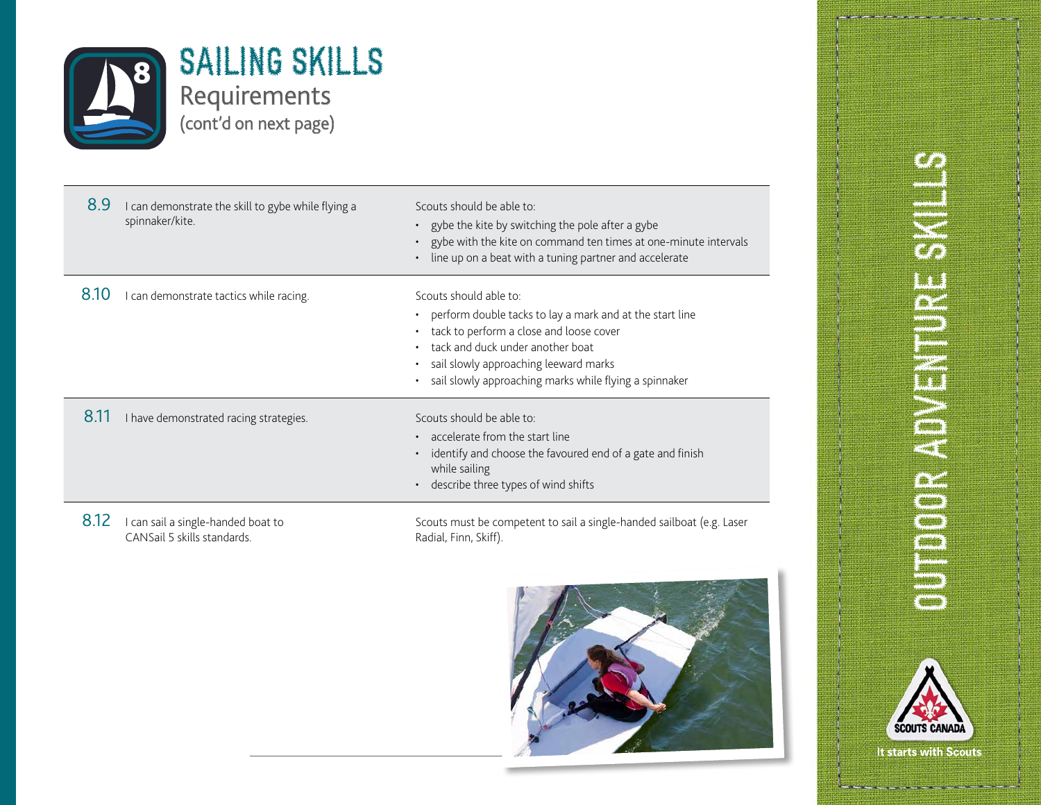# SAILING SKILLS

## Requirements

(cont'd on next page)

| | | |
|---|---|---|
| 8.9 | I can demonstrate the skill to gybe while flying a spinnaker/kite. | Scouts should be able to:<br>• gybe the kite by switching the pole after a gybe<br>• gybe with the kite on command ten times at one-minute intervals<br>• line up on a beat with a tuning partner and accelerate |
| 8.10 | I can demonstrate tactics while racing. | Scouts should able to:<br>• perform double tacks to lay a mark and at the start line<br>• tack to perform a close and loose cover<br>• tack and duck under another boat<br>• sail slowly approaching leeward marks<br>• sail slowly approaching marks while flying a spinnaker |
| 8.11 | I have demonstrated racing strategies. | Scouts should be able to:<br>• accelerate from the start line<br>• identify and choose the favoured end of a gate and finish while sailing<br>• describe three types of wind shifts |
| 8.12 | I can sail a single-handed boat to CANSail 5 skills standards. | Scouts must be competent to sail a single-handed sailboat (e.g. Laser Radial, Finn, Skiff). |

OUTDOOR ADVENTURE SKILLS

SCOUTS CANADA

It starts with Scouts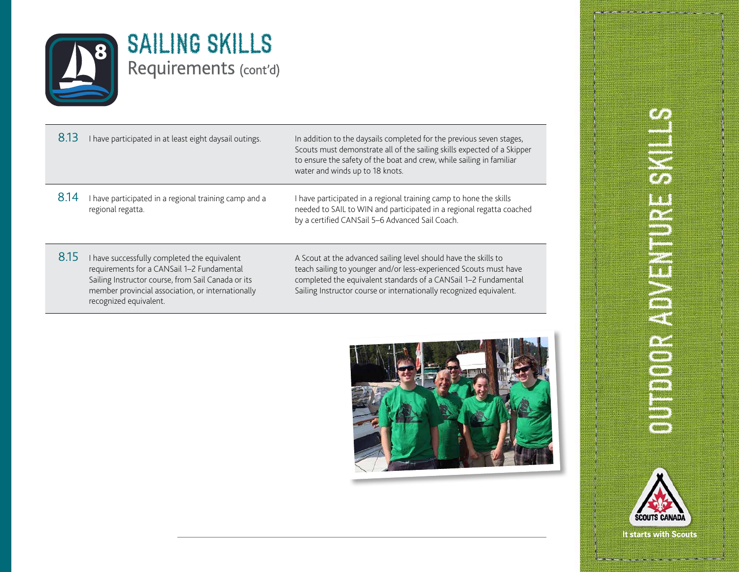# SAILING SKILLS

## Requirements (cont'd)

| | | |
|---|---|---|
| 8.13 | I have participated in at least eight daysail outings. | In addition to the daysails completed for the previous seven stages, Scouts must demonstrate all of the sailing skills expected of a Skipper to ensure the safety of the boat and crew, while sailing in familiar water and winds up to 18 knots. |
| 8.14 | I have participated in a regional training camp and a regional regatta. | I have participated in a regional training camp to hone the skills needed to SAIL to WIN and participated in a regional regatta coached by a certified CANSail 5–6 Advanced Sail Coach. |
| 8.15 | I have successfully completed the equivalent requirements for a CANSail 1–2 Fundamental Sailing Instructor course, from Sail Canada or its member provincial association, or internationally recognized equivalent. | A Scout at the advanced sailing level should have the skills to teach sailing to younger and/or less-experienced Scouts must have completed the equivalent standards of a CANSail 1–2 Fundamental Sailing Instructor course or internationally recognized equivalent. |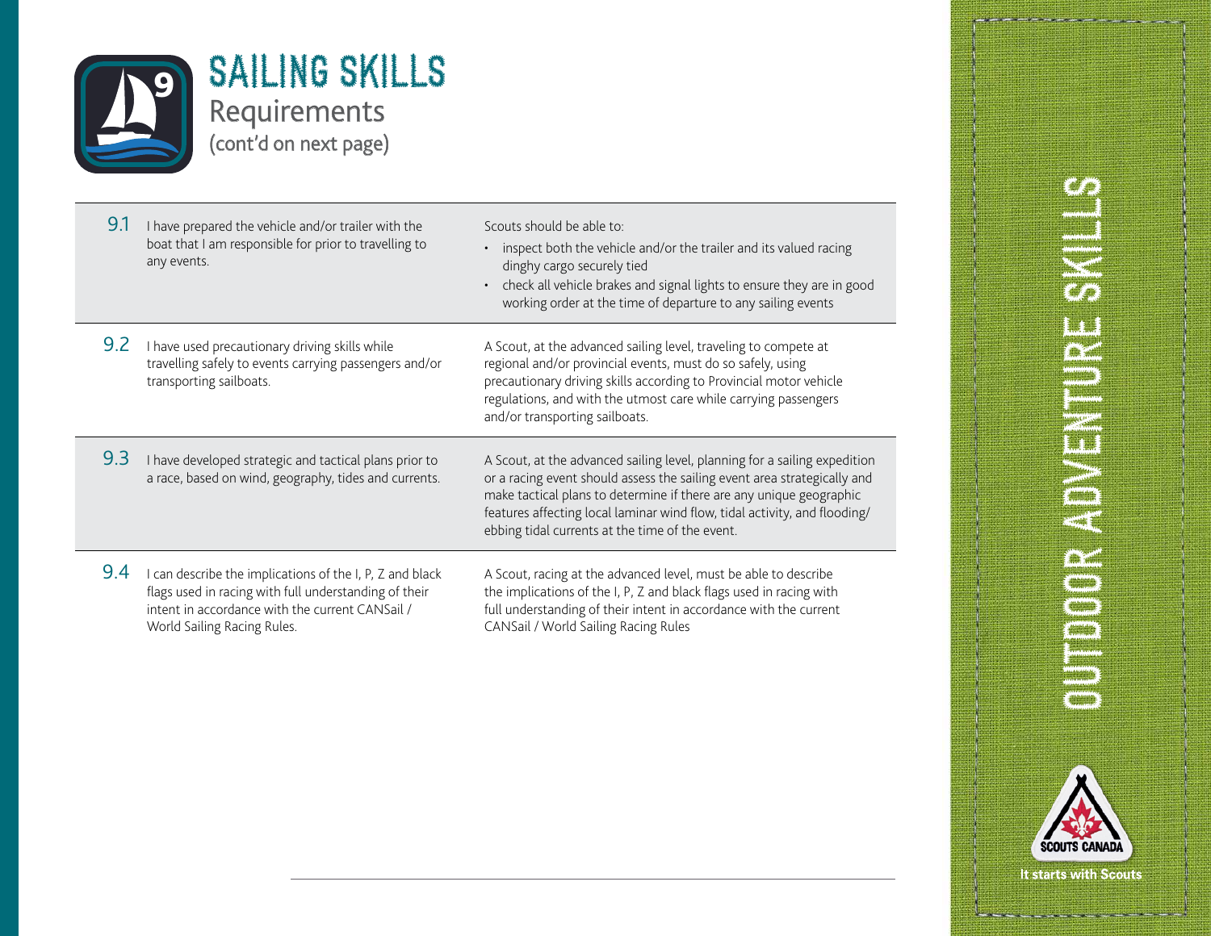# SAILING SKILLS

## Requirements

(cont'd on next page)

| | Requirement | Guidance |
|---|---|---|
| 9.1 | I have prepared the vehicle and/or trailer with the boat that I am responsible for prior to travelling to any events. | Scouts should be able to:<br>• inspect both the vehicle and/or the trailer and its valued racing dinghy cargo securely tied<br>• check all vehicle brakes and signal lights to ensure they are in good working order at the time of departure to any sailing events |
| 9.2 | I have used precautionary driving skills while travelling safely to events carrying passengers and/or transporting sailboats. | A Scout, at the advanced sailing level, traveling to compete at regional and/or provincial events, must do so safely, using precautionary driving skills according to Provincial motor vehicle regulations, and with the utmost care while carrying passengers and/or transporting sailboats. |
| 9.3 | I have developed strategic and tactical plans prior to a race, based on wind, geography, tides and currents. | A Scout, at the advanced sailing level, planning for a sailing expedition or a racing event should assess the sailing event area strategically and make tactical plans to determine if there are any unique geographic features affecting local laminar wind flow, tidal activity, and flooding/ebbing tidal currents at the time of the event. |
| 9.4 | I can describe the implications of the I, P, Z and black flags used in racing with full understanding of their intent in accordance with the current CANSail / World Sailing Racing Rules. | A Scout, racing at the advanced level, must be able to describe the implications of the I, P, Z and black flags used in racing with full understanding of their intent in accordance with the current CANSail / World Sailing Racing Rules |

OUTDOOR ADVENTURE SKILLS

SCOUTS CANADA

It starts with Scouts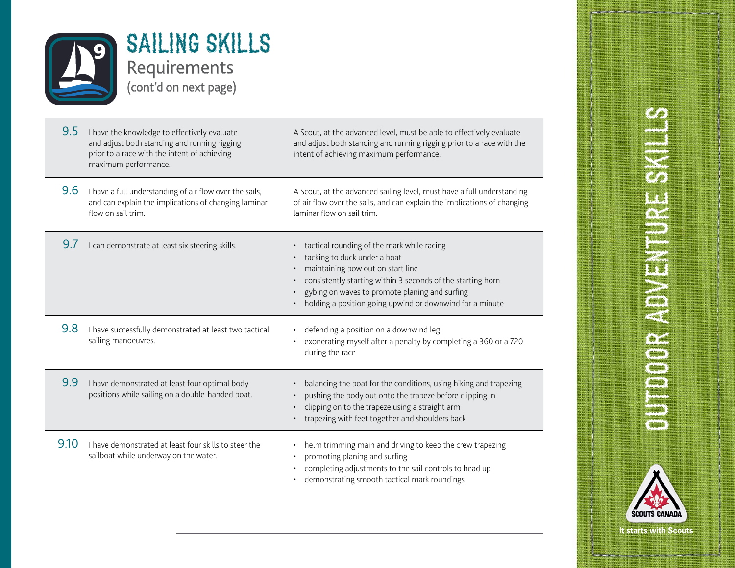# SAILING SKILLS

## Requirements

(cont'd on next page)

| | | |
|---|---|---|
| 9.5 | I have the knowledge to effectively evaluate and adjust both standing and running rigging prior to a race with the intent of achieving maximum performance. | A Scout, at the advanced level, must be able to effectively evaluate and adjust both standing and running rigging prior to a race with the intent of achieving maximum performance. |
| 9.6 | I have a full understanding of air flow over the sails, and can explain the implications of changing laminar flow on sail trim. | A Scout, at the advanced sailing level, must have a full understanding of air flow over the sails, and can explain the implications of changing laminar flow on sail trim. |
| 9.7 | I can demonstrate at least six steering skills. | • tactical rounding of the mark while racing<br>• tacking to duck under a boat<br>• maintaining bow out on start line<br>• consistently starting within 3 seconds of the starting horn<br>• gybing on waves to promote planing and surfing<br>• holding a position going upwind or downwind for a minute |
| 9.8 | I have successfully demonstrated at least two tactical sailing manoeuvres. | • defending a position on a downwind leg<br>• exonerating myself after a penalty by completing a 360 or a 720 during the race |
| 9.9 | I have demonstrated at least four optimal body positions while sailing on a double-handed boat. | • balancing the boat for the conditions, using hiking and trapezing<br>• pushing the body out onto the trapeze before clipping in<br>• clipping on to the trapeze using a straight arm<br>• trapezing with feet together and shoulders back |
| 9.10 | I have demonstrated at least four skills to steer the sailboat while underway on the water. | • helm trimming main and driving to keep the crew trapezing<br>• promoting planing and surfing<br>• completing adjustments to the sail controls to head up<br>• demonstrating smooth tactical mark roundings |

OUTDOOR ADVENTURE SKILLS

SCOUTS CANADA

It starts with Scouts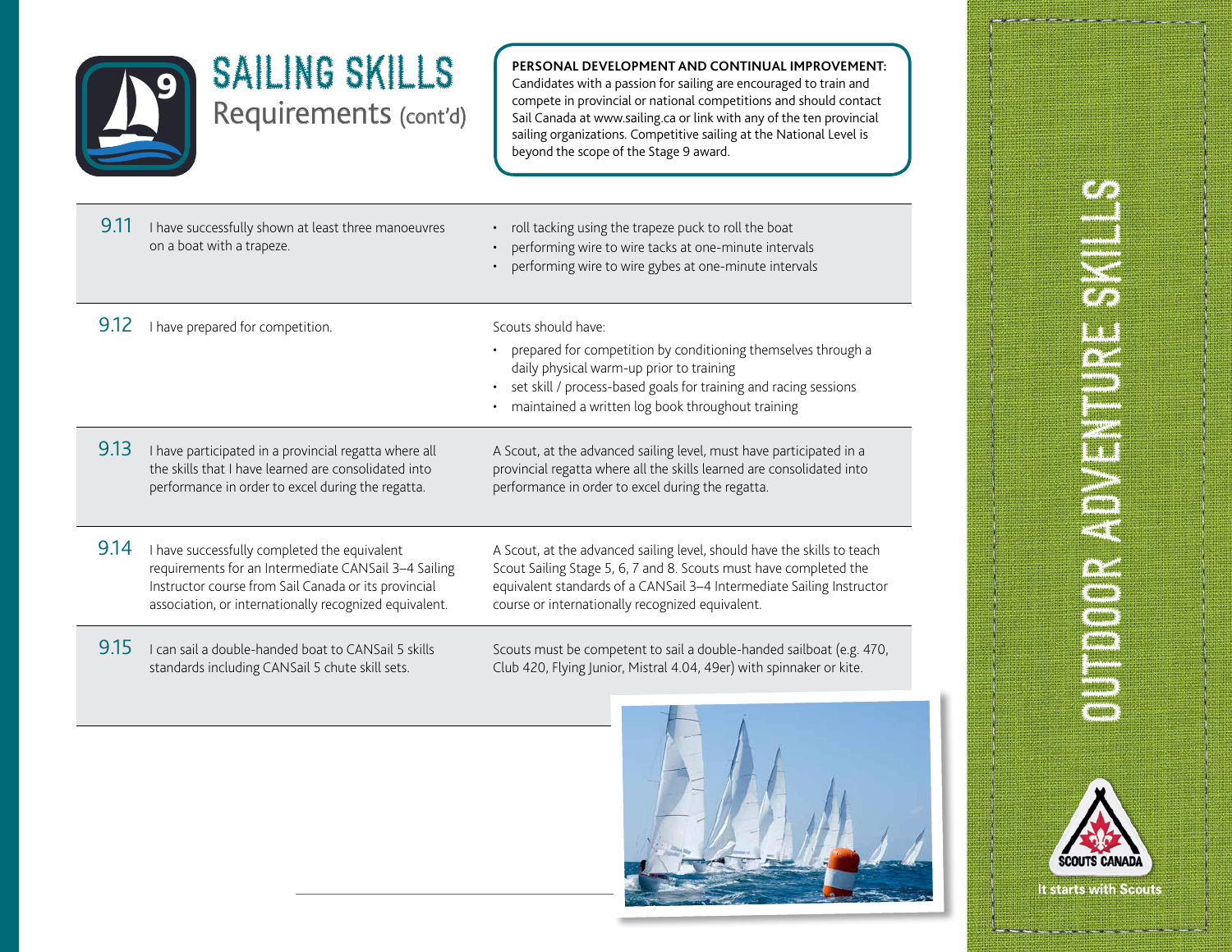# SAILING SKILLS

## Requirements (cont'd)

**PERSONAL DEVELOPMENT AND CONTINUAL IMPROVEMENT:** Candidates with a passion for sailing are encouraged to train and compete in provincial or national competitions and should contact Sail Canada at www.sailing.ca or link with any of the ten provincial sailing organizations. Competitive sailing at the National Level is beyond the scope of the Stage 9 award.

| | | |
|---|---|---|
| 9.11 | I have successfully shown at least three manoeuvres on a boat with a trapeze. | • roll tacking using the trapeze puck to roll the boat<br>• performing wire to wire tacks at one-minute intervals<br>• performing wire to wire gybes at one-minute intervals |
| 9.12 | I have prepared for competition. | Scouts should have:<br>• prepared for competition by conditioning themselves through a daily physical warm-up prior to training<br>• set skill / process-based goals for training and racing sessions<br>• maintained a written log book throughout training |
| 9.13 | I have participated in a provincial regatta where all the skills that I have learned are consolidated into performance in order to excel during the regatta. | A Scout, at the advanced sailing level, must have participated in a provincial regatta where all the skills learned are consolidated into performance in order to excel during the regatta. |
| 9.14 | I have successfully completed the equivalent requirements for an Intermediate CANSail 3–4 Sailing Instructor course from Sail Canada or its provincial association, or internationally recognized equivalent. | A Scout, at the advanced sailing level, should have the skills to teach Scout Sailing Stage 5, 6, 7 and 8. Scouts must have completed the equivalent standards of a CANSail 3–4 Intermediate Sailing Instructor course or internationally recognized equivalent. |
| 9.15 | I can sail a double-handed boat to CANSail 5 skills standards including CANSail 5 chute skill sets. | Scouts must be competent to sail a double-handed sailboat (e.g. 470, Club 420, Flying Junior, Mistral 4.04, 49er) with spinnaker or kite. |

OUTDOOR ADVENTURE SKILLS

SCOUTS CANADA

It starts with Scouts